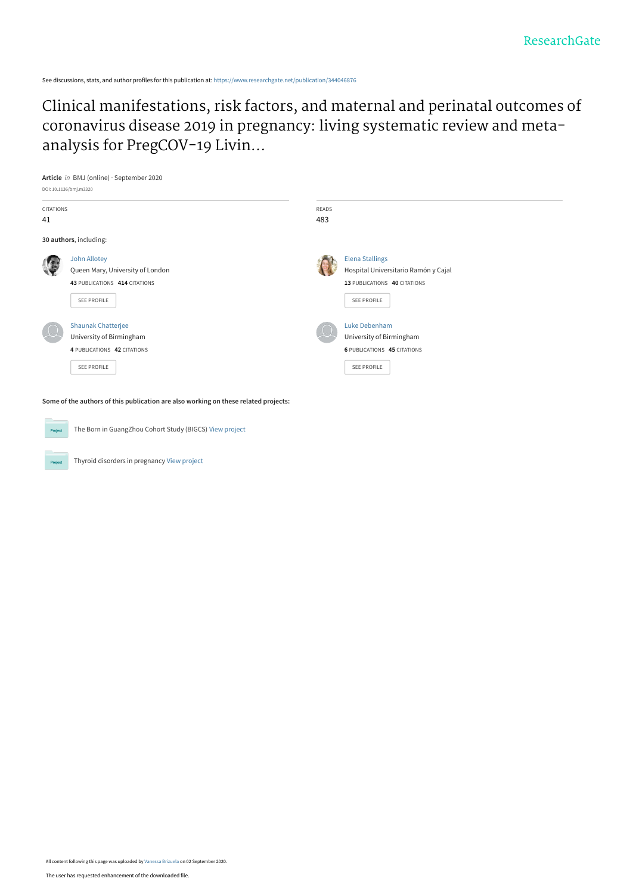ResearchGate

See discussions, stats, and author profiles for this publication at: https://www.researchgate.net/publication/344046876

# Clinical manifestations, risk factors, and maternal and perinatal outcomes of coronavirus disease 2019 in pregnancy: living systematic review and meta-analysis for PregCOV-19 Livin...

**Article** *in* BMJ (online) · September 2020

DOI: 10.1136/bmj.m3320

| CITATIONS | READS |
| --- | --- |
| 41 | 483 |

**30 authors**, including:

John Allotey
Queen Mary, University of London
**43** PUBLICATIONS **414** CITATIONS
SEE PROFILE

Elena Stallings
Hospital Universitario Ramón y Cajal
**13** PUBLICATIONS **40** CITATIONS
SEE PROFILE

Shaunak Chatterjee
University of Birmingham
**4** PUBLICATIONS **42** CITATIONS
SEE PROFILE

Luke Debenham
University of Birmingham
**6** PUBLICATIONS **45** CITATIONS
SEE PROFILE

**Some of the authors of this publication are also working on these related projects:**

Project: The Born in GuangZhou Cohort Study (BIGCS) View project

Project: Thyroid disorders in pregnancy View project

All content following this page was uploaded by Vanessa Brizuela on 02 September 2020.

The user has requested enhancement of the downloaded file.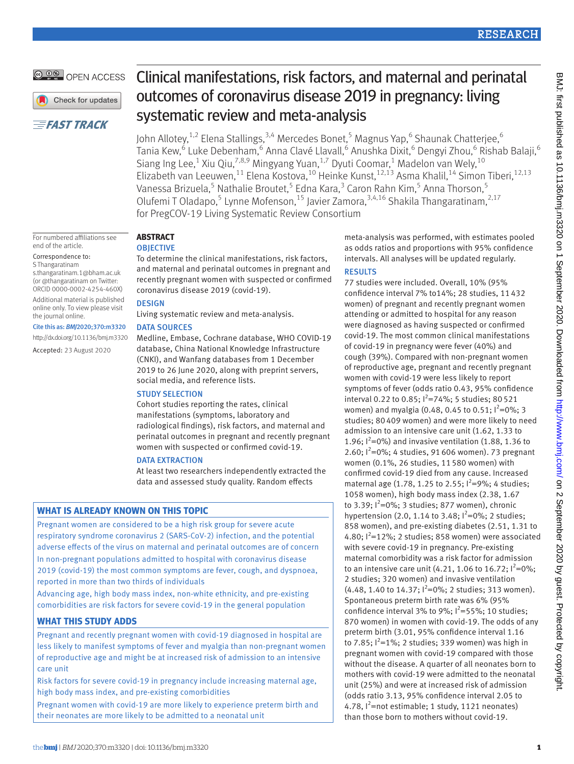# Clinical manifestations, risk factors, and maternal and perinatal outcomes of coronavirus disease 2019 in pregnancy: living systematic review and meta-analysis

John Allotey,[1,2] Elena Stallings,[3,4] Mercedes Bonet,[5] Magnus Yap,[6] Shaunak Chatterjee,[6] Tania Kew,[6] Luke Debenham,[6] Anna Clavé Llavall,[6] Anushka Dixit,[6] Dengyi Zhou,[6] Rishab Balaji,[6] Siang Ing Lee,[1] Xiu Qiu,[7,8,9] Mingyang Yuan,[1,7] Dyuti Coomar,[1] Madelon van Wely,[10] Elizabeth van Leeuwen,[11] Elena Kostova,[10] Heinke Kunst,[12,13] Asma Khalil,[14] Simon Tiberi,[12,13] Vanessa Brizuela,[5] Nathalie Broutet,[5] Edna Kara,[3] Caron Rahn Kim,[5] Anna Thorson,[5] Olufemi T Oladapo,[5] Lynne Mofenson,[15] Javier Zamora,[3,4,16] Shakila Thangaratinam,[2,17] for PregCOV-19 Living Systematic Review Consortium

OPEN ACCESS

FAST TRACK

For numbered affiliations see end of the article.

Correspondence to: S Thangaratinam s.thangaratinam.1@bham.ac.uk (or @thangaratinam on Twitter: ORCID 0000-0002-4254-460X)

Additional material is published online only. To view please visit the journal online.

Cite this as: *BMJ* 2020;370:m3320

http://dx.doi.org/10.1136/bmj.m3320

Accepted: 23 August 2020

## ABSTRACT

### OBJECTIVE

To determine the clinical manifestations, risk factors, and maternal and perinatal outcomes in pregnant and recently pregnant women with suspected or confirmed coronavirus disease 2019 (covid-19).

### DESIGN

Living systematic review and meta-analysis.

### DATA SOURCES

Medline, Embase, Cochrane database, WHO COVID-19 database, China National Knowledge Infrastructure (CNKI), and Wanfang databases from 1 December 2019 to 26 June 2020, along with preprint servers, social media, and reference lists.

### STUDY SELECTION

Cohort studies reporting the rates, clinical manifestations (symptoms, laboratory and radiological findings), risk factors, and maternal and perinatal outcomes in pregnant and recently pregnant women with suspected or confirmed covid-19.

### DATA EXTRACTION

At least two researchers independently extracted the data and assessed study quality. Random effects meta-analysis was performed, with estimates pooled as odds ratios and proportions with 95% confidence intervals. All analyses will be updated regularly.

### RESULTS

77 studies were included. Overall, 10% (95% confidence interval 7% to14%; 28 studies, 11 432 women) of pregnant and recently pregnant women attending or admitted to hospital for any reason were diagnosed as having suspected or confirmed covid-19. The most common clinical manifestations of covid-19 in pregnancy were fever (40%) and cough (39%). Compared with non-pregnant women of reproductive age, pregnant and recently pregnant women with covid-19 were less likely to report symptoms of fever (odds ratio 0.43, 95% confidence interval 0.22 to 0.85; $I^2$=74%; 5 studies; 80 521 women) and myalgia (0.48, 0.45 to 0.51; $I^2$=0%; 3 studies; 80 409 women) and were more likely to need admission to an intensive care unit (1.62, 1.33 to 1.96; $I^2$=0%) and invasive ventilation (1.88, 1.36 to 2.60; $I^2$=0%; 4 studies, 91 606 women). 73 pregnant women (0.1%, 26 studies, 11 580 women) with confirmed covid-19 died from any cause. Increased maternal age (1.78, 1.25 to 2.55; $I^2$=9%; 4 studies; 1058 women), high body mass index (2.38, 1.67 to 3.39; $I^2$=0%; 3 studies; 877 women), chronic hypertension (2.0, 1.14 to 3.48; $I^2$=0%; 2 studies; 858 women), and pre-existing diabetes (2.51, 1.31 to 4.80; $I^2$=12%; 2 studies; 858 women) were associated with severe covid-19 in pregnancy. Pre-existing maternal comorbidity was a risk factor for admission to an intensive care unit (4.21, 1.06 to 16.72; $I^2$=0%; 2 studies; 320 women) and invasive ventilation (4.48, 1.40 to 14.37; $I^2$=0%; 2 studies; 313 women). Spontaneous preterm birth rate was 6% (95% confidence interval 3% to 9%; $I^2$=55%; 10 studies; 870 women) in women with covid-19. The odds of any preterm birth (3.01, 95% confidence interval 1.16 to 7.85; $I^2$=1%; 2 studies; 339 women) was high in pregnant women with covid-19 compared with those without the disease. A quarter of all neonates born to mothers with covid-19 were admitted to the neonatal unit (25%) and were at increased risk of admission (odds ratio 3.13, 95% confidence interval 2.05 to 4.78, $I^2$=not estimable; 1 study, 1121 neonates) than those born to mothers without covid-19.

## WHAT IS ALREADY KNOWN ON THIS TOPIC

Pregnant women are considered to be a high risk group for severe acute respiratory syndrome coronavirus 2 (SARS-CoV-2) infection, and the potential adverse effects of the virus on maternal and perinatal outcomes are of concern

In non-pregnant populations admitted to hospital with coronavirus disease 2019 (covid-19) the most common symptoms are fever, cough, and dyspnoea, reported in more than two thirds of individuals

Advancing age, high body mass index, non-white ethnicity, and pre-existing comorbidities are risk factors for severe covid-19 in the general population

## WHAT THIS STUDY ADDS

Pregnant and recently pregnant women with covid-19 diagnosed in hospital are less likely to manifest symptoms of fever and myalgia than non-pregnant women of reproductive age and might be at increased risk of admission to an intensive care unit

Risk factors for severe covid-19 in pregnancy include increasing maternal age, high body mass index, and pre-existing comorbidities

Pregnant women with covid-19 are more likely to experience preterm birth and their neonates are more likely to be admitted to a neonatal unit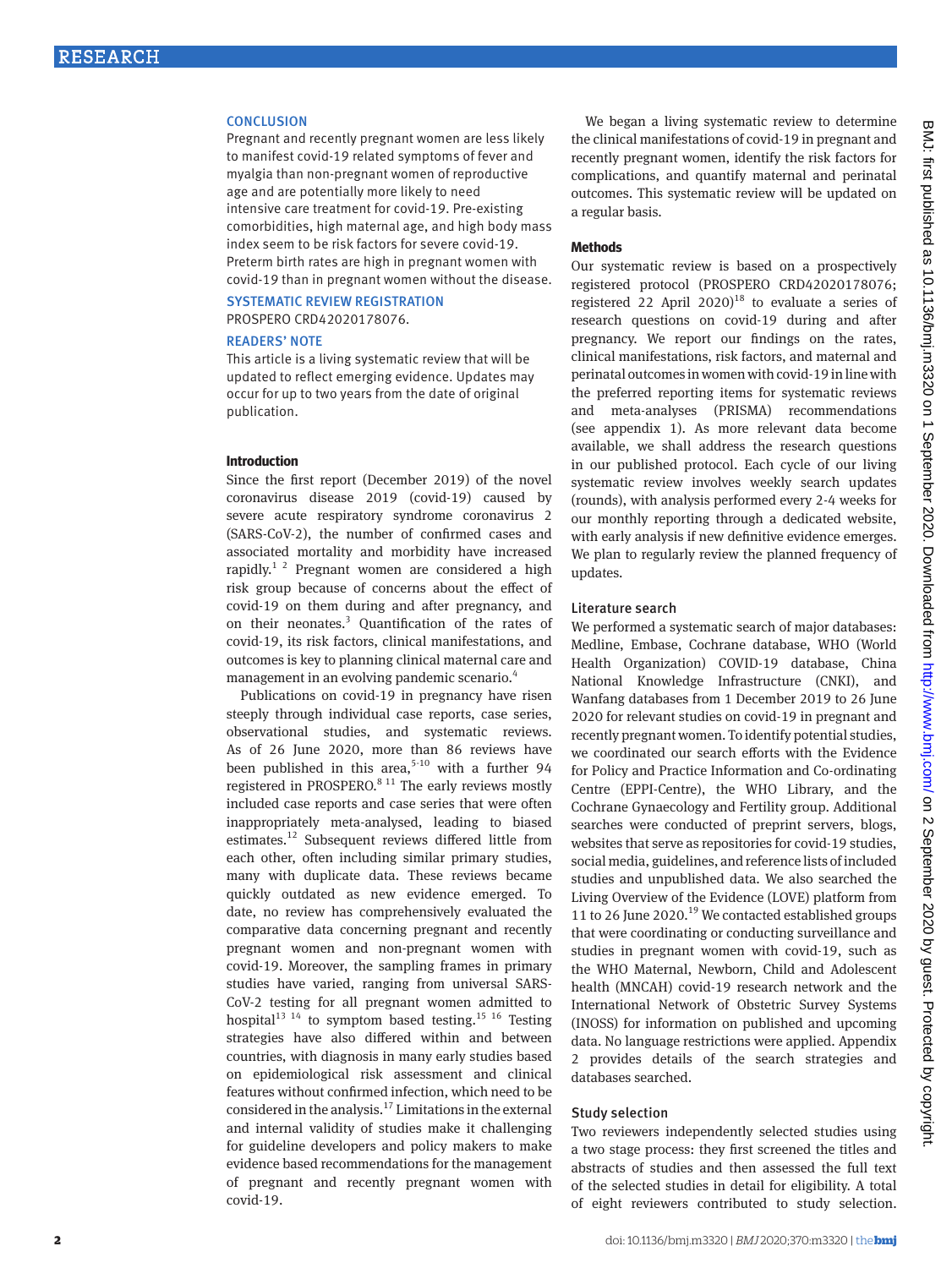### CONCLUSION

Pregnant and recently pregnant women are less likely to manifest covid-19 related symptoms of fever and myalgia than non-pregnant women of reproductive age and are potentially more likely to need intensive care treatment for covid-19. Pre-existing comorbidities, high maternal age, and high body mass index seem to be risk factors for severe covid-19. Preterm birth rates are high in pregnant women with covid-19 than in pregnant women without the disease.

### SYSTEMATIC REVIEW REGISTRATION

PROSPERO CRD42020178076.

### READERS' NOTE

This article is a living systematic review that will be updated to reflect emerging evidence. Updates may occur for up to two years from the date of original publication.

## Introduction

Since the first report (December 2019) of the novel coronavirus disease 2019 (covid-19) caused by severe acute respiratory syndrome coronavirus 2 (SARS-CoV-2), the number of confirmed cases and associated mortality and morbidity have increased rapidly.[1 2] Pregnant women are considered a high risk group because of concerns about the effect of covid-19 on them during and after pregnancy, and on their neonates.[3] Quantification of the rates of covid-19, its risk factors, clinical manifestations, and outcomes is key to planning clinical maternal care and management in an evolving pandemic scenario.[4]

Publications on covid-19 in pregnancy have risen steeply through individual case reports, case series, observational studies, and systematic reviews. As of 26 June 2020, more than 86 reviews have been published in this area,[5-10] with a further 94 registered in PROSPERO.[8 11] The early reviews mostly included case reports and case series that were often inappropriately meta-analysed, leading to biased estimates.[12] Subsequent reviews differed little from each other, often including similar primary studies, many with duplicate data. These reviews became quickly outdated as new evidence emerged. To date, no review has comprehensively evaluated the comparative data concerning pregnant and recently pregnant women and non-pregnant women with covid-19. Moreover, the sampling frames in primary studies have varied, ranging from universal SARS-CoV-2 testing for all pregnant women admitted to hospital[13 14] to symptom based testing.[15 16] Testing strategies have also differed within and between countries, with diagnosis in many early studies based on epidemiological risk assessment and clinical features without confirmed infection, which need to be considered in the analysis.[17] Limitations in the external and internal validity of studies make it challenging for guideline developers and policy makers to make evidence based recommendations for the management of pregnant and recently pregnant women with covid-19.

We began a living systematic review to determine the clinical manifestations of covid-19 in pregnant and recently pregnant women, identify the risk factors for complications, and quantify maternal and perinatal outcomes. This systematic review will be updated on a regular basis.

## Methods

Our systematic review is based on a prospectively registered protocol (PROSPERO CRD42020178076; registered 22 April 2020)[18] to evaluate a series of research questions on covid-19 during and after pregnancy. We report our findings on the rates, clinical manifestations, risk factors, and maternal and perinatal outcomes in women with covid-19 in line with the preferred reporting items for systematic reviews and meta-analyses (PRISMA) recommendations (see appendix 1). As more relevant data become available, we shall address the research questions in our published protocol. Each cycle of our living systematic review involves weekly search updates (rounds), with analysis performed every 2-4 weeks for our monthly reporting through a dedicated website, with early analysis if new definitive evidence emerges. We plan to regularly review the planned frequency of updates.

### Literature search

We performed a systematic search of major databases: Medline, Embase, Cochrane database, WHO (World Health Organization) COVID-19 database, China National Knowledge Infrastructure (CNKI), and Wanfang databases from 1 December 2019 to 26 June 2020 for relevant studies on covid-19 in pregnant and recently pregnant women. To identify potential studies, we coordinated our search efforts with the Evidence for Policy and Practice Information and Co-ordinating Centre (EPPI-Centre), the WHO Library, and the Cochrane Gynaecology and Fertility group. Additional searches were conducted of preprint servers, blogs, websites that serve as repositories for covid-19 studies, social media, guidelines, and reference lists of included studies and unpublished data. We also searched the Living Overview of the Evidence (LOVE) platform from 11 to 26 June 2020.[19] We contacted established groups that were coordinating or conducting surveillance and studies in pregnant women with covid-19, such as the WHO Maternal, Newborn, Child and Adolescent health (MNCAH) covid-19 research network and the International Network of Obstetric Survey Systems (INOSS) for information on published and upcoming data. No language restrictions were applied. Appendix 2 provides details of the search strategies and databases searched.

### Study selection

Two reviewers independently selected studies using a two stage process: they first screened the titles and abstracts of studies and then assessed the full text of the selected studies in detail for eligibility. A total of eight reviewers contributed to study selection.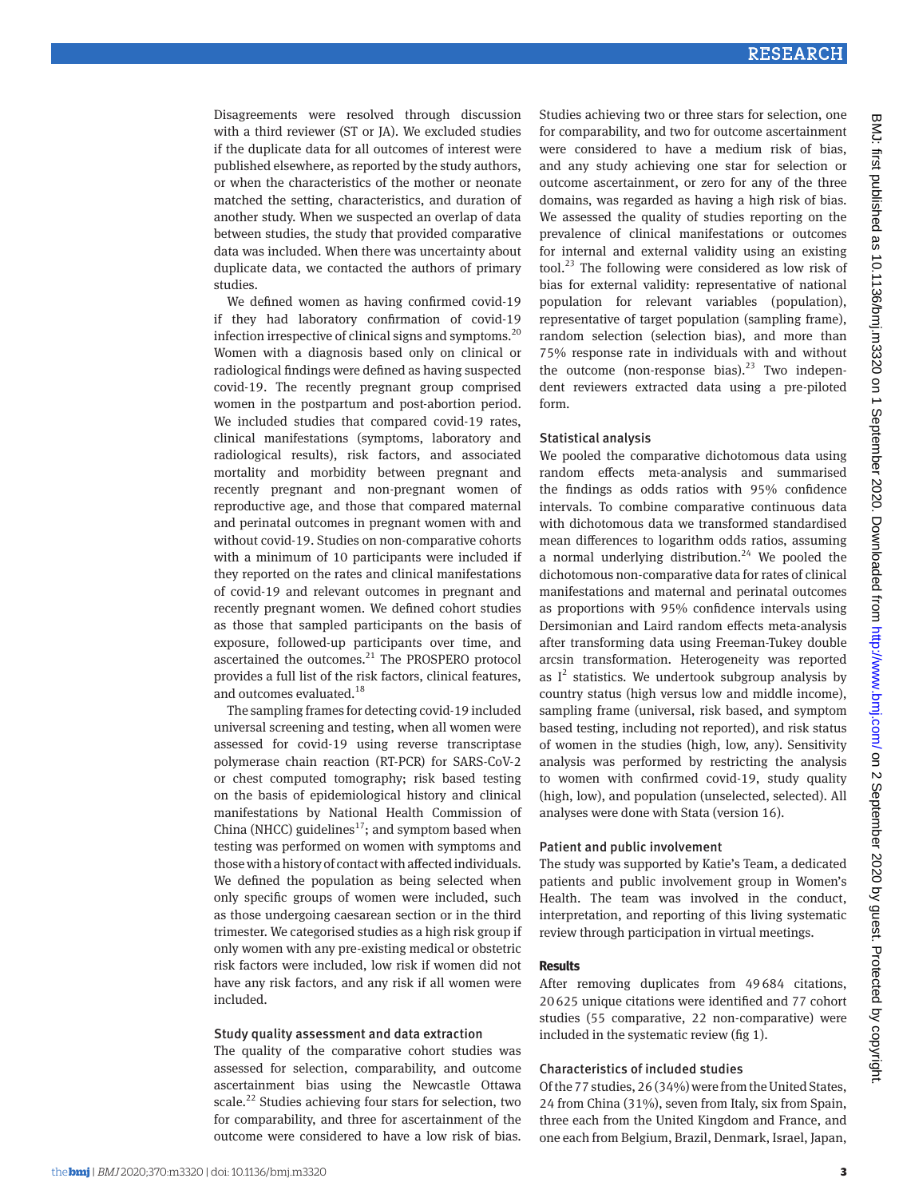Disagreements were resolved through discussion with a third reviewer (ST or JA). We excluded studies if the duplicate data for all outcomes of interest were published elsewhere, as reported by the study authors, or when the characteristics of the mother or neonate matched the setting, characteristics, and duration of another study. When we suspected an overlap of data between studies, the study that provided comparative data was included. When there was uncertainty about duplicate data, we contacted the authors of primary studies.

We defined women as having confirmed covid-19 if they had laboratory confirmation of covid-19 infection irrespective of clinical signs and symptoms.[20] Women with a diagnosis based only on clinical or radiological findings were defined as having suspected covid-19. The recently pregnant group comprised women in the postpartum and post-abortion period. We included studies that compared covid-19 rates, clinical manifestations (symptoms, laboratory and radiological results), risk factors, and associated mortality and morbidity between pregnant and recently pregnant and non-pregnant women of reproductive age, and those that compared maternal and perinatal outcomes in pregnant women with and without covid-19. Studies on non-comparative cohorts with a minimum of 10 participants were included if they reported on the rates and clinical manifestations of covid-19 and relevant outcomes in pregnant and recently pregnant women. We defined cohort studies as those that sampled participants on the basis of exposure, followed-up participants over time, and ascertained the outcomes.[21] The PROSPERO protocol provides a full list of the risk factors, clinical features, and outcomes evaluated.[18]

The sampling frames for detecting covid-19 included universal screening and testing, when all women were assessed for covid-19 using reverse transcriptase polymerase chain reaction (RT-PCR) for SARS-CoV-2 or chest computed tomography; risk based testing on the basis of epidemiological history and clinical manifestations by National Health Commission of China (NHCC) guidelines[17]; and symptom based when testing was performed on women with symptoms and those with a history of contact with affected individuals. We defined the population as being selected when only specific groups of women were included, such as those undergoing caesarean section or in the third trimester. We categorised studies as a high risk group if only women with any pre-existing medical or obstetric risk factors were included, low risk if women did not have any risk factors, and any risk if all women were included.

### Study quality assessment and data extraction

The quality of the comparative cohort studies was assessed for selection, comparability, and outcome ascertainment bias using the Newcastle Ottawa scale.[22] Studies achieving four stars for selection, two for comparability, and three for ascertainment of the outcome were considered to have a low risk of bias. Studies achieving two or three stars for selection, one for comparability, and two for outcome ascertainment were considered to have a medium risk of bias, and any study achieving one star for selection or outcome ascertainment, or zero for any of the three domains, was regarded as having a high risk of bias. We assessed the quality of studies reporting on the prevalence of clinical manifestations or outcomes for internal and external validity using an existing tool.[23] The following were considered as low risk of bias for external validity: representative of national population for relevant variables (population), representative of target population (sampling frame), random selection (selection bias), and more than 75% response rate in individuals with and without the outcome (non-response bias).[23] Two independent reviewers extracted data using a pre-piloted form.

### Statistical analysis

We pooled the comparative dichotomous data using random effects meta-analysis and summarised the findings as odds ratios with 95% confidence intervals. To combine comparative continuous data with dichotomous data we transformed standardised mean differences to logarithm odds ratios, assuming a normal underlying distribution.[24] We pooled the dichotomous non-comparative data for rates of clinical manifestations and maternal and perinatal outcomes as proportions with 95% confidence intervals using Dersimonian and Laird random effects meta-analysis after transforming data using Freeman-Tukey double arcsin transformation. Heterogeneity was reported as $I^2$ statistics. We undertook subgroup analysis by country status (high versus low and middle income), sampling frame (universal, risk based, and symptom based testing, including not reported), and risk status of women in the studies (high, low, any). Sensitivity analysis was performed by restricting the analysis to women with confirmed covid-19, study quality (high, low), and population (unselected, selected). All analyses were done with Stata (version 16).

### Patient and public involvement

The study was supported by Katie's Team, a dedicated patients and public involvement group in Women's Health. The team was involved in the conduct, interpretation, and reporting of this living systematic review through participation in virtual meetings.

## Results

After removing duplicates from 49 684 citations, 20 625 unique citations were identified and 77 cohort studies (55 comparative, 22 non-comparative) were included in the systematic review (fig 1).

### Characteristics of included studies

Of the 77 studies, 26 (34%) were from the United States, 24 from China (31%), seven from Italy, six from Spain, three each from the United Kingdom and France, and one each from Belgium, Brazil, Denmark, Israel, Japan,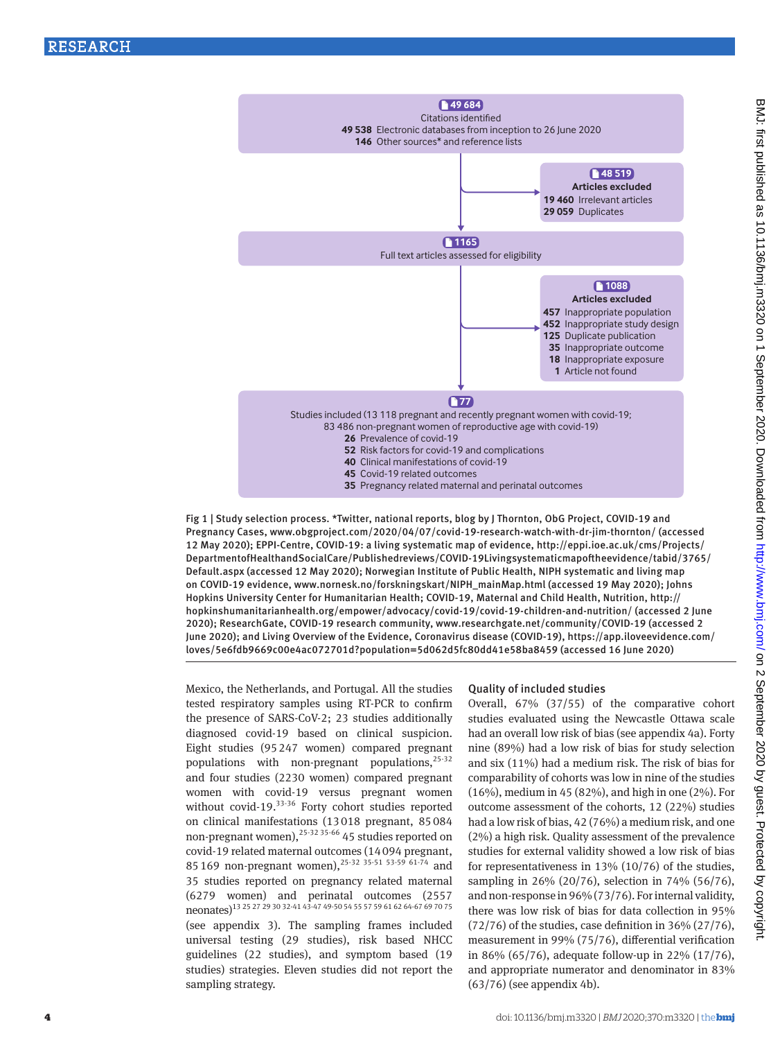**49 684**
Citations identified
**49 538** Electronic databases from inception to 26 June 2020
**146** Other sources* and reference lists

**48 519**
**Articles excluded**
**19 460** Irrelevant articles
**29 059** Duplicates

**1165**
Full text articles assessed for eligibility

**1088**
**Articles excluded**
**457** Inappropriate population
**452** Inappropriate study design
**125** Duplicate publication
**35** Inappropriate outcome
**18** Inappropriate exposure
**1** Article not found

**77**
Studies included (13 118 pregnant and recently pregnant women with covid-19; 83 486 non-pregnant women of reproductive age with covid-19)
**26** Prevalence of covid-19
**52** Risk factors for covid-19 and complications
**40** Clinical manifestations of covid-19
**45** Covid-19 related outcomes
**35** Pregnancy related maternal and perinatal outcomes

Fig 1 | Study selection process. *Twitter, national reports, blog by J Thornton, ObG Project, COVID-19 and Pregnancy Cases, www.obgproject.com/2020/04/07/covid-19-research-watch-with-dr-jim-thornton/ (accessed 12 May 2020); EPPI-Centre, COVID-19: a living systematic map of evidence, http://eppi.ioe.ac.uk/cms/Projects/DepartmentofHealthandSocialCare/Publishedreviews/COVID-19Livingsystematicmapoftheevidence/tabid/3765/Default.aspx (accessed 12 May 2020); Norwegian Institute of Public Health, NIPH systematic and living map on COVID-19 evidence, www.nornesk.no/forskningskart/NIPH_mainMap.html (accessed 19 May 2020); Johns Hopkins University Center for Humanitarian Health; COVID-19, Maternal and Child Health, Nutrition, http://hopkinshumanitarianhealth.org/empower/advocacy/covid-19/covid-19-children-and-nutrition/ (accessed 2 June 2020); ResearchGate, COVID-19 research community, www.researchgate.net/community/COVID-19 (accessed 2 June 2020); and Living Overview of the Evidence, Coronavirus disease (COVID-19), https://app.iloveevidence.com/loves/5e6fdb9669c00e4ac072701d?population=5d062d5fc80dd41e58ba8459 (accessed 16 June 2020)

Mexico, the Netherlands, and Portugal. All the studies tested respiratory samples using RT-PCR to confirm the presence of SARS-CoV-2; 23 studies additionally diagnosed covid-19 based on clinical suspicion. Eight studies (95 247 women) compared pregnant populations with non-pregnant populations,[25-32] and four studies (2230 women) compared pregnant women with covid-19 versus pregnant women without covid-19.[33-36] Forty cohort studies reported on clinical manifestations (13 018 pregnant, 85 084 non-pregnant women),[25-32 35-66] 45 studies reported on covid-19 related maternal outcomes (14 094 pregnant, 85 169 non-pregnant women),[25-32 35-51 53-59 61-74] and 35 studies reported on pregnancy related maternal (6279 women) and perinatal outcomes (2557 neonates)[13 25 27 29 30 32-41 43-47 49-50 54 55 57 59 61 62 64-67 69 70 75] (see appendix 3). The sampling frames included universal testing (29 studies), risk based NHCC guidelines (22 studies), and symptom based (19 studies) strategies. Eleven studies did not report the sampling strategy.

### Quality of included studies

Overall, 67% (37/55) of the comparative cohort studies evaluated using the Newcastle Ottawa scale had an overall low risk of bias (see appendix 4a). Forty nine (89%) had a low risk of bias for study selection and six (11%) had a medium risk. The risk of bias for comparability of cohorts was low in nine of the studies (16%), medium in 45 (82%), and high in one (2%). For outcome assessment of the cohorts, 12 (22%) studies had a low risk of bias, 42 (76%) a medium risk, and one (2%) a high risk. Quality assessment of the prevalence studies for external validity showed a low risk of bias for representativeness in 13% (10/76) of the studies, sampling in 26% (20/76), selection in 74% (56/76), and non-response in 96% (73/76). For internal validity, there was low risk of bias for data collection in 95% (72/76) of the studies, case definition in 36% (27/76), measurement in 99% (75/76), differential verification in 86% (65/76), adequate follow-up in 22% (17/76), and appropriate numerator and denominator in 83% (63/76) (see appendix 4b).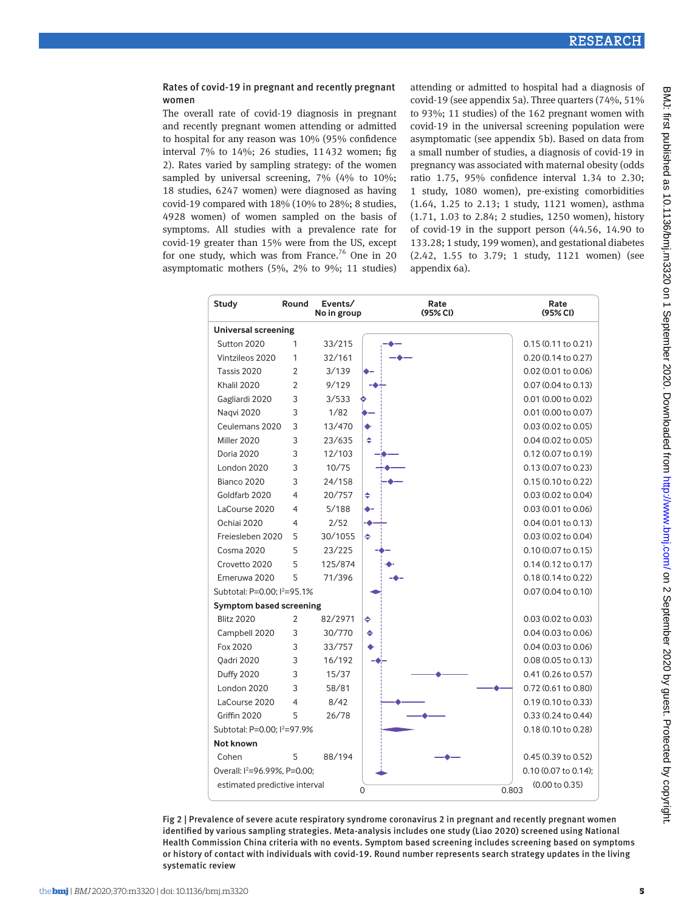### Rates of covid-19 in pregnant and recently pregnant women

The overall rate of covid-19 diagnosis in pregnant and recently pregnant women attending or admitted to hospital for any reason was 10% (95% confidence interval 7% to 14%; 26 studies, 11 432 women; fig 2). Rates varied by sampling strategy: of the women sampled by universal screening, 7% (4% to 10%; 18 studies, 6247 women) were diagnosed as having covid-19 compared with 18% (10% to 28%; 8 studies, 4928 women) of women sampled on the basis of symptoms. All studies with a prevalence rate for covid-19 greater than 15% were from the US, except for one study, which was from France.[76] One in 20 asymptomatic mothers (5%, 2% to 9%; 11 studies) attending or admitted to hospital had a diagnosis of covid-19 (see appendix 5a). Three quarters (74%, 51% to 93%; 11 studies) of the 162 pregnant women with covid-19 in the universal screening population were asymptomatic (see appendix 5b). Based on data from a small number of studies, a diagnosis of covid-19 in pregnancy was associated with maternal obesity (odds ratio 1.75, 95% confidence interval 1.34 to 2.30; 1 study, 1080 women), pre-existing comorbidities (1.64, 1.25 to 2.13; 1 study, 1121 women), asthma (1.71, 1.03 to 2.84; 2 studies, 1250 women), history of covid-19 in the support person (44.56, 14.90 to 133.28; 1 study, 199 women), and gestational diabetes (2.42, 1.55 to 3.79; 1 study, 1121 women) (see appendix 6a).

| Study | Round | Events/No in group | Rate (95% CI) |
|---|---|---|---|
| **Universal screening** | | | |
| Sutton 2020 | 1 | 33/215 | 0.15 (0.11 to 0.21) |
| Vintzileos 2020 | 1 | 32/161 | 0.20 (0.14 to 0.27) |
| Tassis 2020 | 2 | 3/139 | 0.02 (0.01 to 0.06) |
| Khalil 2020 | 2 | 9/129 | 0.07 (0.04 to 0.13) |
| Gagliardi 2020 | 3 | 3/533 | 0.01 (0.00 to 0.02) |
| Naqvi 2020 | 3 | 1/82 | 0.01 (0.00 to 0.07) |
| Ceulemans 2020 | 3 | 13/470 | 0.03 (0.02 to 0.05) |
| Miller 2020 | 3 | 23/635 | 0.04 (0.02 to 0.05) |
| Doria 2020 | 3 | 12/103 | 0.12 (0.07 to 0.19) |
| London 2020 | 3 | 10/75 | 0.13 (0.07 to 0.23) |
| Bianco 2020 | 3 | 24/158 | 0.15 (0.10 to 0.22) |
| Goldfarb 2020 | 4 | 20/757 | 0.03 (0.02 to 0.04) |
| LaCourse 2020 | 4 | 5/188 | 0.03 (0.01 to 0.06) |
| Ochiai 2020 | 4 | 2/52 | 0.04 (0.01 to 0.13) |
| Freiesleben 2020 | 5 | 30/1055 | 0.03 (0.02 to 0.04) |
| Cosma 2020 | 5 | 23/225 | 0.10 (0.07 to 0.15) |
| Crovetto 2020 | 5 | 125/874 | 0.14 (0.12 to 0.17) |
| Emeruwa 2020 | 5 | 71/396 | 0.18 (0.14 to 0.22) |
| Subtotal: P=0.00; $I^2$=95.1% | | | 0.07 (0.04 to 0.10) |
| **Symptom based screening** | | | |
| Blitz 2020 | 2 | 82/2971 | 0.03 (0.02 to 0.03) |
| Campbell 2020 | 3 | 30/770 | 0.04 (0.03 to 0.06) |
| Fox 2020 | 3 | 33/757 | 0.04 (0.03 to 0.06) |
| Qadri 2020 | 3 | 16/192 | 0.08 (0.05 to 0.13) |
| Duffy 2020 | 3 | 15/37 | 0.41 (0.26 to 0.57) |
| London 2020 | 3 | 58/81 | 0.72 (0.61 to 0.80) |
| LaCourse 2020 | 4 | 8/42 | 0.19 (0.10 to 0.33) |
| Griffin 2020 | 5 | 26/78 | 0.33 (0.24 to 0.44) |
| Subtotal: P=0.00; $I^2$=97.9% | | | 0.18 (0.10 to 0.28) |
| **Not known** | | | |
| Cohen | 5 | 88/194 | 0.45 (0.39 to 0.52) |
| Overall: $I^2$=96.99%, P=0.00; estimated predictive interval | | | 0.10 (0.07 to 0.14); (0.00 to 0.35) |

Fig 2 | Prevalence of severe acute respiratory syndrome coronavirus 2 in pregnant and recently pregnant women identified by various sampling strategies. Meta-analysis includes one study (Liao 2020) screened using National Health Commission China criteria with no events. Symptom based screening includes screening based on symptoms or history of contact with individuals with covid-19. Round number represents search strategy updates in the living systematic review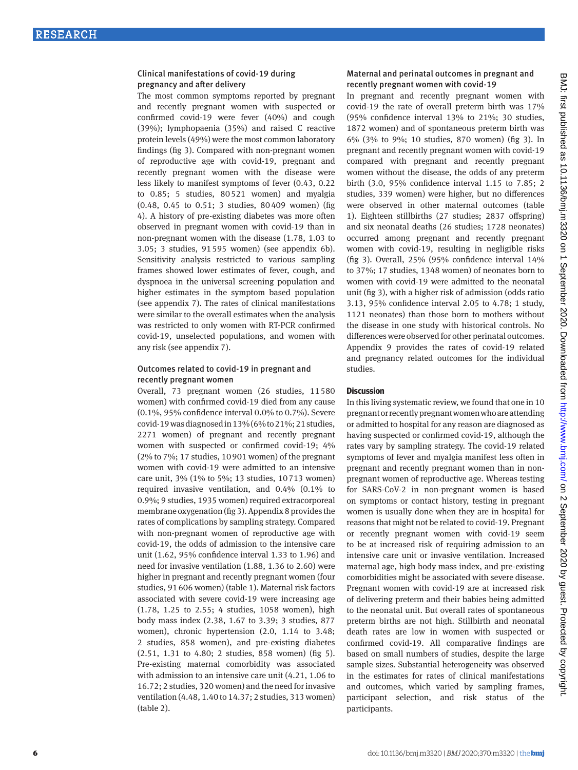### Clinical manifestations of covid-19 during pregnancy and after delivery

The most common symptoms reported by pregnant and recently pregnant women with suspected or confirmed covid-19 were fever (40%) and cough (39%); lymphopaenia (35%) and raised C reactive protein levels (49%) were the most common laboratory findings (fig 3). Compared with non-pregnant women of reproductive age with covid-19, pregnant and recently pregnant women with the disease were less likely to manifest symptoms of fever (0.43, 0.22 to 0.85; 5 studies, 80 521 women) and myalgia (0.48, 0.45 to 0.51; 3 studies, 80 409 women) (fig 4). A history of pre-existing diabetes was more often observed in pregnant women with covid-19 than in non-pregnant women with the disease (1.78, 1.03 to 3.05; 3 studies, 91 595 women) (see appendix 6b). Sensitivity analysis restricted to various sampling frames showed lower estimates of fever, cough, and dyspnoea in the universal screening population and higher estimates in the symptom based population (see appendix 7). The rates of clinical manifestations were similar to the overall estimates when the analysis was restricted to only women with RT-PCR confirmed covid-19, unselected populations, and women with any risk (see appendix 7).

### Outcomes related to covid-19 in pregnant and recently pregnant women

Overall, 73 pregnant women (26 studies, 11 580 women) with confirmed covid-19 died from any cause (0.1%, 95% confidence interval 0.0% to 0.7%). Severe covid-19 was diagnosed in 13% (6% to 21%; 21 studies, 2271 women) of pregnant and recently pregnant women with suspected or confirmed covid-19; 4% (2% to 7%; 17 studies, 10 901 women) of the pregnant women with covid-19 were admitted to an intensive care unit, 3% (1% to 5%; 13 studies, 10 713 women) required invasive ventilation, and 0.4% (0.1% to 0.9%; 9 studies, 1935 women) required extracorporeal membrane oxygenation (fig 3). Appendix 8 provides the rates of complications by sampling strategy. Compared with non-pregnant women of reproductive age with covid-19, the odds of admission to the intensive care unit (1.62, 95% confidence interval 1.33 to 1.96) and need for invasive ventilation (1.88, 1.36 to 2.60) were higher in pregnant and recently pregnant women (four studies, 91 606 women) (table 1). Maternal risk factors associated with severe covid-19 were increasing age (1.78, 1.25 to 2.55; 4 studies, 1058 women), high body mass index (2.38, 1.67 to 3.39; 3 studies, 877 women), chronic hypertension (2.0, 1.14 to 3.48; 2 studies, 858 women), and pre-existing diabetes (2.51, 1.31 to 4.80; 2 studies, 858 women) (fig 5). Pre-existing maternal comorbidity was associated with admission to an intensive care unit (4.21, 1.06 to 16.72; 2 studies, 320 women) and the need for invasive ventilation (4.48, 1.40 to 14.37; 2 studies, 313 women) (table 2).

### Maternal and perinatal outcomes in pregnant and recently pregnant women with covid-19

In pregnant and recently pregnant women with covid-19 the rate of overall preterm birth was 17% (95% confidence interval 13% to 21%; 30 studies, 1872 women) and of spontaneous preterm birth was 6% (3% to 9%; 10 studies, 870 women) (fig 3). In pregnant and recently pregnant women with covid-19 compared with pregnant and recently pregnant women without the disease, the odds of any preterm birth (3.0, 95% confidence interval 1.15 to 7.85; 2 studies, 339 women) were higher, but no differences were observed in other maternal outcomes (table 1). Eighteen stillbirths (27 studies; 2837 offspring) and six neonatal deaths (26 studies; 1728 neonates) occurred among pregnant and recently pregnant women with covid-19, resulting in negligible risks (fig 3). Overall, 25% (95% confidence interval 14% to 37%; 17 studies, 1348 women) of neonates born to women with covid-19 were admitted to the neonatal unit (fig 3), with a higher risk of admission (odds ratio 3.13, 95% confidence interval 2.05 to 4.78; 1 study, 1121 neonates) than those born to mothers without the disease in one study with historical controls. No differences were observed for other perinatal outcomes. Appendix 9 provides the rates of covid-19 related and pregnancy related outcomes for the individual studies.

## Discussion

In this living systematic review, we found that one in 10 pregnant or recently pregnant women who are attending or admitted to hospital for any reason are diagnosed as having suspected or confirmed covid-19, although the rates vary by sampling strategy. The covid-19 related symptoms of fever and myalgia manifest less often in pregnant and recently pregnant women than in non-pregnant women of reproductive age. Whereas testing for SARS-CoV-2 in non-pregnant women is based on symptoms or contact history, testing in pregnant women is usually done when they are in hospital for reasons that might not be related to covid-19. Pregnant or recently pregnant women with covid-19 seem to be at increased risk of requiring admission to an intensive care unit or invasive ventilation. Increased maternal age, high body mass index, and pre-existing comorbidities might be associated with severe disease. Pregnant women with covid-19 are at increased risk of delivering preterm and their babies being admitted to the neonatal unit. But overall rates of spontaneous preterm births are not high. Stillbirth and neonatal death rates are low in women with suspected or confirmed covid-19. All comparative findings are based on small numbers of studies, despite the large sample sizes. Substantial heterogeneity was observed in the estimates for rates of clinical manifestations and outcomes, which varied by sampling frames, participant selection, and risk status of the participants.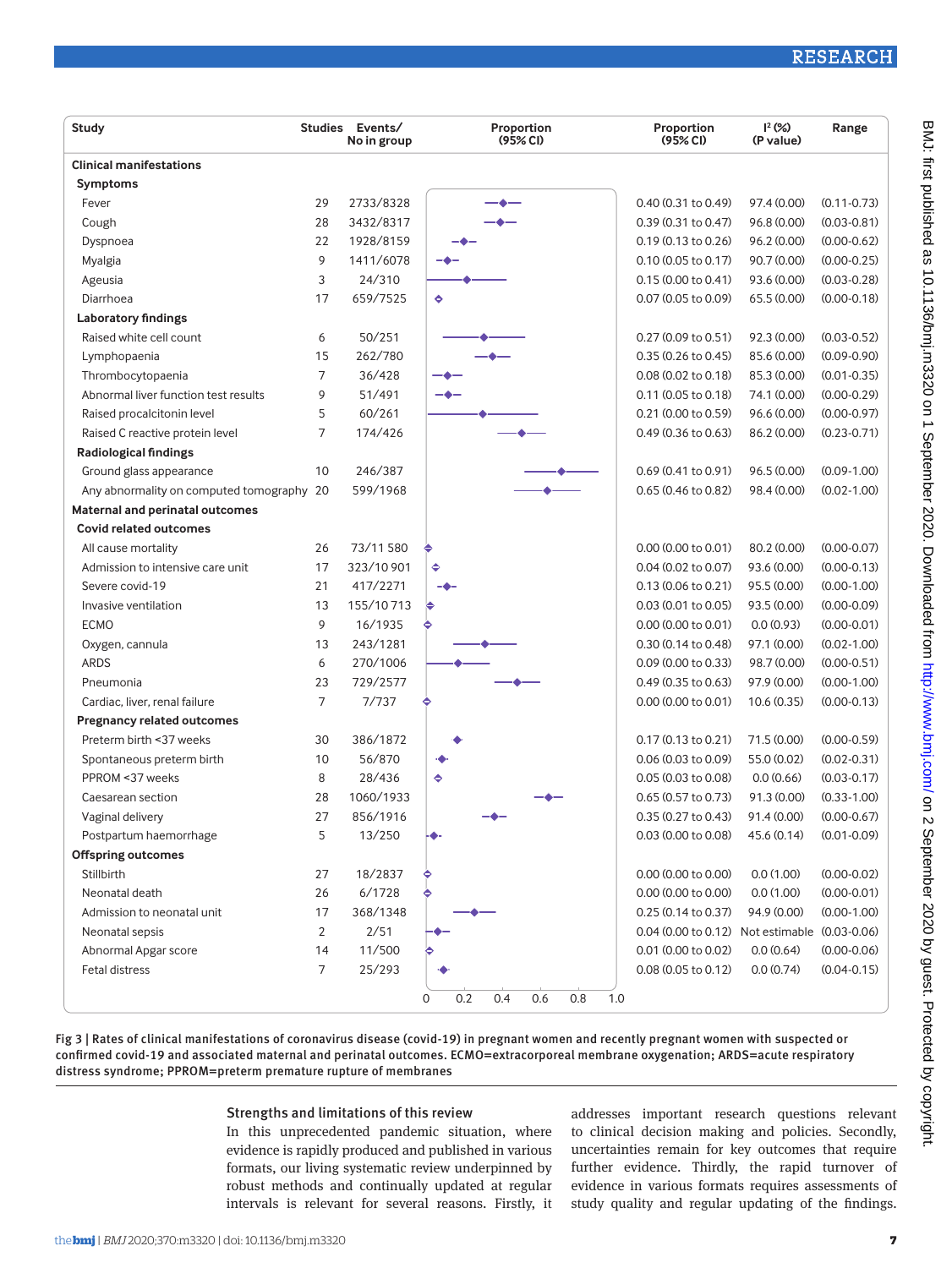| Study | Studies | Events/No in group | Proportion (95% CI) | I² (%) (P value) | Range |
|---|---|---|---|---|---|
| **Clinical manifestations** | | | | | |
| **Symptoms** | | | | | |
| Fever | 29 | 2733/8328 | 0.40 (0.31 to 0.49) | 97.4 (0.00) | (0.11-0.73) |
| Cough | 28 | 3432/8317 | 0.39 (0.31 to 0.47) | 96.8 (0.00) | (0.03-0.81) |
| Dyspnoea | 22 | 1928/8159 | 0.19 (0.13 to 0.26) | 96.2 (0.00) | (0.00-0.62) |
| Myalgia | 9 | 1411/6078 | 0.10 (0.05 to 0.17) | 90.7 (0.00) | (0.00-0.25) |
| Ageusia | 3 | 24/310 | 0.15 (0.00 to 0.41) | 93.6 (0.00) | (0.03-0.28) |
| Diarrhoea | 17 | 659/7525 | 0.07 (0.05 to 0.09) | 65.5 (0.00) | (0.00-0.18) |
| **Laboratory findings** | | | | | |
| Raised white cell count | 6 | 50/251 | 0.27 (0.09 to 0.51) | 92.3 (0.00) | (0.03-0.52) |
| Lymphopaenia | 15 | 262/780 | 0.35 (0.26 to 0.45) | 85.6 (0.00) | (0.09-0.90) |
| Thrombocytopaenia | 7 | 36/428 | 0.08 (0.02 to 0.18) | 85.3 (0.00) | (0.01-0.35) |
| Abnormal liver function test results | 9 | 51/491 | 0.11 (0.05 to 0.18) | 74.1 (0.00) | (0.00-0.29) |
| Raised procalcitonin level | 5 | 60/261 | 0.21 (0.00 to 0.59) | 96.6 (0.00) | (0.00-0.97) |
| Raised C reactive protein level | 7 | 174/426 | 0.49 (0.36 to 0.63) | 86.2 (0.00) | (0.23-0.71) |
| **Radiological findings** | | | | | |
| Ground glass appearance | 10 | 246/387 | 0.69 (0.41 to 0.91) | 96.5 (0.00) | (0.09-1.00) |
| Any abnormality on computed tomography | 20 | 599/1968 | 0.65 (0.46 to 0.82) | 98.4 (0.00) | (0.02-1.00) |
| **Maternal and perinatal outcomes** | | | | | |
| **Covid related outcomes** | | | | | |
| All cause mortality | 26 | 73/11 580 | 0.00 (0.00 to 0.01) | 80.2 (0.00) | (0.00-0.07) |
| Admission to intensive care unit | 17 | 323/10 901 | 0.04 (0.02 to 0.07) | 93.6 (0.00) | (0.00-0.13) |
| Severe covid-19 | 21 | 417/2271 | 0.13 (0.06 to 0.21) | 95.5 (0.00) | (0.00-1.00) |
| Invasive ventilation | 13 | 155/10 713 | 0.03 (0.01 to 0.05) | 93.5 (0.00) | (0.00-0.09) |
| ECMO | 9 | 16/1935 | 0.00 (0.00 to 0.01) | 0.0 (0.93) | (0.00-0.01) |
| Oxygen, cannula | 13 | 243/1281 | 0.30 (0.14 to 0.48) | 97.1 (0.00) | (0.02-1.00) |
| ARDS | 6 | 270/1006 | 0.09 (0.00 to 0.33) | 98.7 (0.00) | (0.00-0.51) |
| Pneumonia | 23 | 729/2577 | 0.49 (0.35 to 0.63) | 97.9 (0.00) | (0.00-1.00) |
| Cardiac, liver, renal failure | 7 | 7/737 | 0.00 (0.00 to 0.01) | 10.6 (0.35) | (0.00-0.13) |
| **Pregnancy related outcomes** | | | | | |
| Preterm birth <37 weeks | 30 | 386/1872 | 0.17 (0.13 to 0.21) | 71.5 (0.00) | (0.00-0.59) |
| Spontaneous preterm birth | 10 | 56/870 | 0.06 (0.03 to 0.09) | 55.0 (0.02) | (0.02-0.31) |
| PPROM <37 weeks | 8 | 28/436 | 0.05 (0.03 to 0.08) | 0.0 (0.66) | (0.03-0.17) |
| Caesarean section | 28 | 1060/1933 | 0.65 (0.57 to 0.73) | 91.3 (0.00) | (0.33-1.00) |
| Vaginal delivery | 27 | 856/1916 | 0.35 (0.27 to 0.43) | 91.4 (0.00) | (0.00-0.67) |
| Postpartum haemorrhage | 5 | 13/250 | 0.03 (0.00 to 0.08) | 45.6 (0.14) | (0.01-0.09) |
| **Offspring outcomes** | | | | | |
| Stillbirth | 27 | 18/2837 | 0.00 (0.00 to 0.00) | 0.0 (1.00) | (0.00-0.02) |
| Neonatal death | 26 | 6/1728 | 0.00 (0.00 to 0.00) | 0.0 (1.00) | (0.00-0.01) |
| Admission to neonatal unit | 17 | 368/1348 | 0.25 (0.14 to 0.37) | 94.9 (0.00) | (0.00-1.00) |
| Neonatal sepsis | 2 | 2/51 | 0.04 (0.00 to 0.12) | Not estimable | (0.03-0.06) |
| Abnormal Apgar score | 14 | 11/500 | 0.01 (0.00 to 0.02) | 0.0 (0.64) | (0.00-0.06) |
| Fetal distress | 7 | 25/293 | 0.08 (0.05 to 0.12) | 0.0 (0.74) | (0.04-0.15) |

Fig 3 | Rates of clinical manifestations of coronavirus disease (covid-19) in pregnant women and recently pregnant women with suspected or confirmed covid-19 and associated maternal and perinatal outcomes. ECMO=extracorporeal membrane oxygenation; ARDS=acute respiratory distress syndrome; PPROM=preterm premature rupture of membranes

## Strengths and limitations of this review

In this unprecedented pandemic situation, where evidence is rapidly produced and published in various formats, our living systematic review underpinned by robust methods and continually updated at regular intervals is relevant for several reasons. Firstly, it addresses important research questions relevant to clinical decision making and policies. Secondly, uncertainties remain for key outcomes that require further evidence. Thirdly, the rapid turnover of evidence in various formats requires assessments of study quality and regular updating of the findings.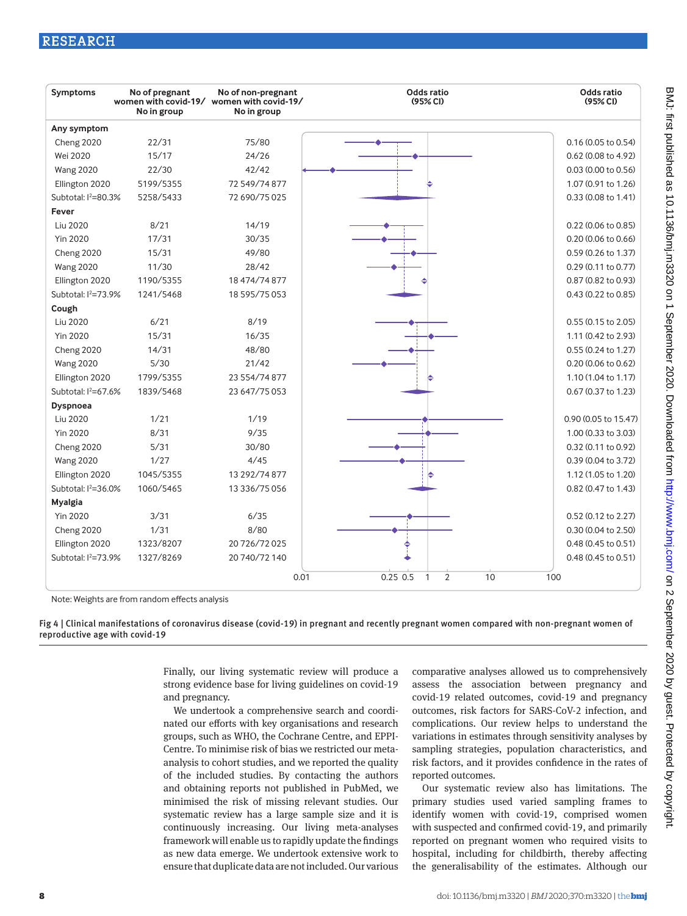| Symptoms | No of pregnant women with covid-19/ No in group | No of non-pregnant women with covid-19/ No in group | Odds ratio (95% CI) |
|---|---|---|---|
| **Any symptom** | | | |
| Cheng 2020 | 22/31 | 75/80 | 0.16 (0.05 to 0.54) |
| Wei 2020 | 15/17 | 24/26 | 0.62 (0.08 to 4.92) |
| Wang 2020 | 22/30 | 42/42 | 0.03 (0.00 to 0.56) |
| Ellington 2020 | 5199/5355 | 72 549/74 877 | 1.07 (0.91 to 1.26) |
| Subtotal: $I^2$=80.3% | 5258/5433 | 72 690/75 025 | 0.33 (0.08 to 1.41) |
| **Fever** | | | |
| Liu 2020 | 8/21 | 14/19 | 0.22 (0.06 to 0.85) |
| Yin 2020 | 17/31 | 30/35 | 0.20 (0.06 to 0.66) |
| Cheng 2020 | 15/31 | 49/80 | 0.59 (0.26 to 1.37) |
| Wang 2020 | 11/30 | 28/42 | 0.29 (0.11 to 0.77) |
| Ellington 2020 | 1190/5355 | 18 474/74 877 | 0.87 (0.82 to 0.93) |
| Subtotal: $I^2$=73.9% | 1241/5468 | 18 595/75 053 | 0.43 (0.22 to 0.85) |
| **Cough** | | | |
| Liu 2020 | 6/21 | 8/19 | 0.55 (0.15 to 2.05) |
| Yin 2020 | 15/31 | 16/35 | 1.11 (0.42 to 2.93) |
| Cheng 2020 | 14/31 | 48/80 | 0.55 (0.24 to 1.27) |
| Wang 2020 | 5/30 | 21/42 | 0.20 (0.06 to 0.62) |
| Ellington 2020 | 1799/5355 | 23 554/74 877 | 1.10 (1.04 to 1.17) |
| Subtotal: $I^2$=67.6% | 1839/5468 | 23 647/75 053 | 0.67 (0.37 to 1.23) |
| **Dyspnoea** | | | |
| Liu 2020 | 1/21 | 1/19 | 0.90 (0.05 to 15.47) |
| Yin 2020 | 8/31 | 9/35 | 1.00 (0.33 to 3.03) |
| Cheng 2020 | 5/31 | 30/80 | 0.32 (0.11 to 0.92) |
| Wang 2020 | 1/27 | 4/45 | 0.39 (0.04 to 3.72) |
| Ellington 2020 | 1045/5355 | 13 292/74 877 | 1.12 (1.05 to 1.20) |
| Subtotal: $I^2$=36.0% | 1060/5465 | 13 336/75 056 | 0.82 (0.47 to 1.43) |
| **Myalgia** | | | |
| Yin 2020 | 3/31 | 6/35 | 0.52 (0.12 to 2.27) |
| Cheng 2020 | 1/31 | 8/80 | 0.30 (0.04 to 2.50) |
| Ellington 2020 | 1323/8207 | 20 726/72 025 | 0.48 (0.45 to 0.51) |
| Subtotal: $I^2$=73.9% | 1327/8269 | 20 740/72 140 | 0.48 (0.45 to 0.51) |

Note: Weights are from random effects analysis

Fig 4 | Clinical manifestations of coronavirus disease (covid-19) in pregnant and recently pregnant women compared with non-pregnant women of reproductive age with covid-19

Finally, our living systematic review will produce a strong evidence base for living guidelines on covid-19 and pregnancy.

We undertook a comprehensive search and coordinated our efforts with key organisations and research groups, such as WHO, the Cochrane Centre, and EPPI-Centre. To minimise risk of bias we restricted our meta-analysis to cohort studies, and we reported the quality of the included studies. By contacting the authors and obtaining reports not published in PubMed, we minimised the risk of missing relevant studies. Our systematic review has a large sample size and it is continuously increasing. Our living meta-analyses framework will enable us to rapidly update the findings as new data emerge. We undertook extensive work to ensure that duplicate data are not included. Our various comparative analyses allowed us to comprehensively assess the association between pregnancy and covid-19 related outcomes, covid-19 and pregnancy outcomes, risk factors for SARS-CoV-2 infection, and complications. Our review helps to understand the variations in estimates through sensitivity analyses by sampling strategies, population characteristics, and risk factors, and it provides confidence in the rates of reported outcomes.

Our systematic review also has limitations. The primary studies used varied sampling frames to identify women with covid-19, comprised women with suspected and confirmed covid-19, and primarily reported on pregnant women who required visits to hospital, including for childbirth, thereby affecting the generalisability of the estimates. Although our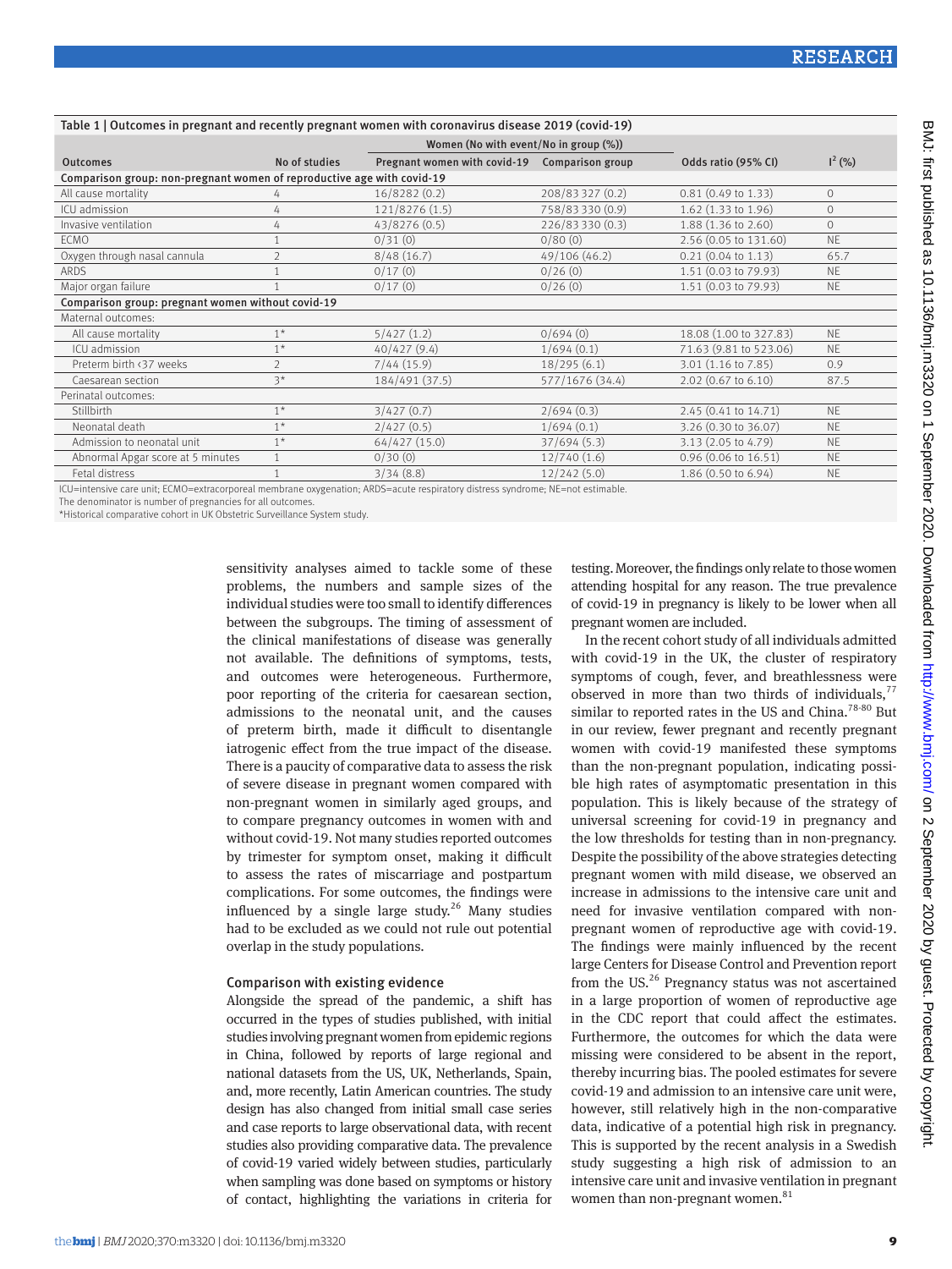Table 1 | Outcomes in pregnant and recently pregnant women with coronavirus disease 2019 (covid-19)

| Outcomes | No of studies | Women (No with event/No in group (%)) | | Odds ratio (95% CI) | $I^2$ (%) |
|---|---|---|---|---|---|
| | | Pregnant women with covid-19 | Comparison group | | |
| **Comparison group: non-pregnant women of reproductive age with covid-19** | | | | | |
| All cause mortality | 4 | 16/8282 (0.2) | 208/83 327 (0.2) | 0.81 (0.49 to 1.33) | 0 |
| ICU admission | 4 | 121/8276 (1.5) | 758/83 330 (0.9) | 1.62 (1.33 to 1.96) | 0 |
| Invasive ventilation | 4 | 43/8276 (0.5) | 226/83 330 (0.3) | 1.88 (1.36 to 2.60) | 0 |
| ECMO | 1 | 0/31 (0) | 0/80 (0) | 2.56 (0.05 to 131.60) | NE |
| Oxygen through nasal cannula | 2 | 8/48 (16.7) | 49/106 (46.2) | 0.21 (0.04 to 1.13) | 65.7 |
| ARDS | 1 | 0/17 (0) | 0/26 (0) | 1.51 (0.03 to 79.93) | NE |
| Major organ failure | 1 | 0/17 (0) | 0/26 (0) | 1.51 (0.03 to 79.93) | NE |
| **Comparison group: pregnant women without covid-19** | | | | | |
| Maternal outcomes: | | | | | |
| All cause mortality | 1* | 5/427 (1.2) | 0/694 (0) | 18.08 (1.00 to 327.83) | NE |
| ICU admission | 1* | 40/427 (9.4) | 1/694 (0.1) | 71.63 (9.81 to 523.06) | NE |
| Preterm birth <37 weeks | 2 | 7/44 (15.9) | 18/295 (6.1) | 3.01 (1.16 to 7.85) | 0.9 |
| Caesarean section | 3* | 184/491 (37.5) | 577/1676 (34.4) | 2.02 (0.67 to 6.10) | 87.5 |
| Perinatal outcomes: | | | | | |
| Stillbirth | 1* | 3/427 (0.7) | 2/694 (0.3) | 2.45 (0.41 to 14.71) | NE |
| Neonatal death | 1* | 2/427 (0.5) | 1/694 (0.1) | 3.26 (0.30 to 36.07) | NE |
| Admission to neonatal unit | 1* | 64/427 (15.0) | 37/694 (5.3) | 3.13 (2.05 to 4.79) | NE |
| Abnormal Apgar score at 5 minutes | 1 | 0/30 (0) | 12/740 (1.6) | 0.96 (0.06 to 16.51) | NE |
| Fetal distress | 1 | 3/34 (8.8) | 12/242 (5.0) | 1.86 (0.50 to 6.94) | NE |

ICU=intensive care unit; ECMO=extracorporeal membrane oxygenation; ARDS=acute respiratory distress syndrome; NE=not estimable.
The denominator is number of pregnancies for all outcomes.
*Historical comparative cohort in UK Obstetric Surveillance System study.

sensitivity analyses aimed to tackle some of these problems, the numbers and sample sizes of the individual studies were too small to identify differences between the subgroups. The timing of assessment of the clinical manifestations of disease was generally not available. The definitions of symptoms, tests, and outcomes were heterogeneous. Furthermore, poor reporting of the criteria for caesarean section, admissions to the neonatal unit, and the causes of preterm birth, made it difficult to disentangle iatrogenic effect from the true impact of the disease. There is a paucity of comparative data to assess the risk of severe disease in pregnant women compared with non-pregnant women in similarly aged groups, and to compare pregnancy outcomes in women with and without covid-19. Not many studies reported outcomes by trimester for symptom onset, making it difficult to assess the rates of miscarriage and postpartum complications. For some outcomes, the findings were influenced by a single large study.[26] Many studies had to be excluded as we could not rule out potential overlap in the study populations.

### Comparison with existing evidence

Alongside the spread of the pandemic, a shift has occurred in the types of studies published, with initial studies involving pregnant women from epidemic regions in China, followed by reports of large regional and national datasets from the US, UK, Netherlands, Spain, and, more recently, Latin American countries. The study design has also changed from initial small case series and case reports to large observational data, with recent studies also providing comparative data. The prevalence of covid-19 varied widely between studies, particularly when sampling was done based on symptoms or history of contact, highlighting the variations in criteria for testing. Moreover, the findings only relate to those women attending hospital for any reason. The true prevalence of covid-19 in pregnancy is likely to be lower when all pregnant women are included.

In the recent cohort study of all individuals admitted with covid-19 in the UK, the cluster of respiratory symptoms of cough, fever, and breathlessness were observed in more than two thirds of individuals,[77] similar to reported rates in the US and China.[78-80] But in our review, fewer pregnant and recently pregnant women with covid-19 manifested these symptoms than the non-pregnant population, indicating possible high rates of asymptomatic presentation in this population. This is likely because of the strategy of universal screening for covid-19 in pregnancy and the low thresholds for testing than in non-pregnancy. Despite the possibility of the above strategies detecting pregnant women with mild disease, we observed an increase in admissions to the intensive care unit and need for invasive ventilation compared with non-pregnant women of reproductive age with covid-19. The findings were mainly influenced by the recent large Centers for Disease Control and Prevention report from the US.[26] Pregnancy status was not ascertained in a large proportion of women of reproductive age in the CDC report that could affect the estimates. Furthermore, the outcomes for which the data were missing were considered to be absent in the report, thereby incurring bias. The pooled estimates for severe covid-19 and admission to an intensive care unit were, however, still relatively high in the non-comparative data, indicative of a potential high risk in pregnancy. This is supported by the recent analysis in a Swedish study suggesting a high risk of admission to an intensive care unit and invasive ventilation in pregnant women than non-pregnant women.[81]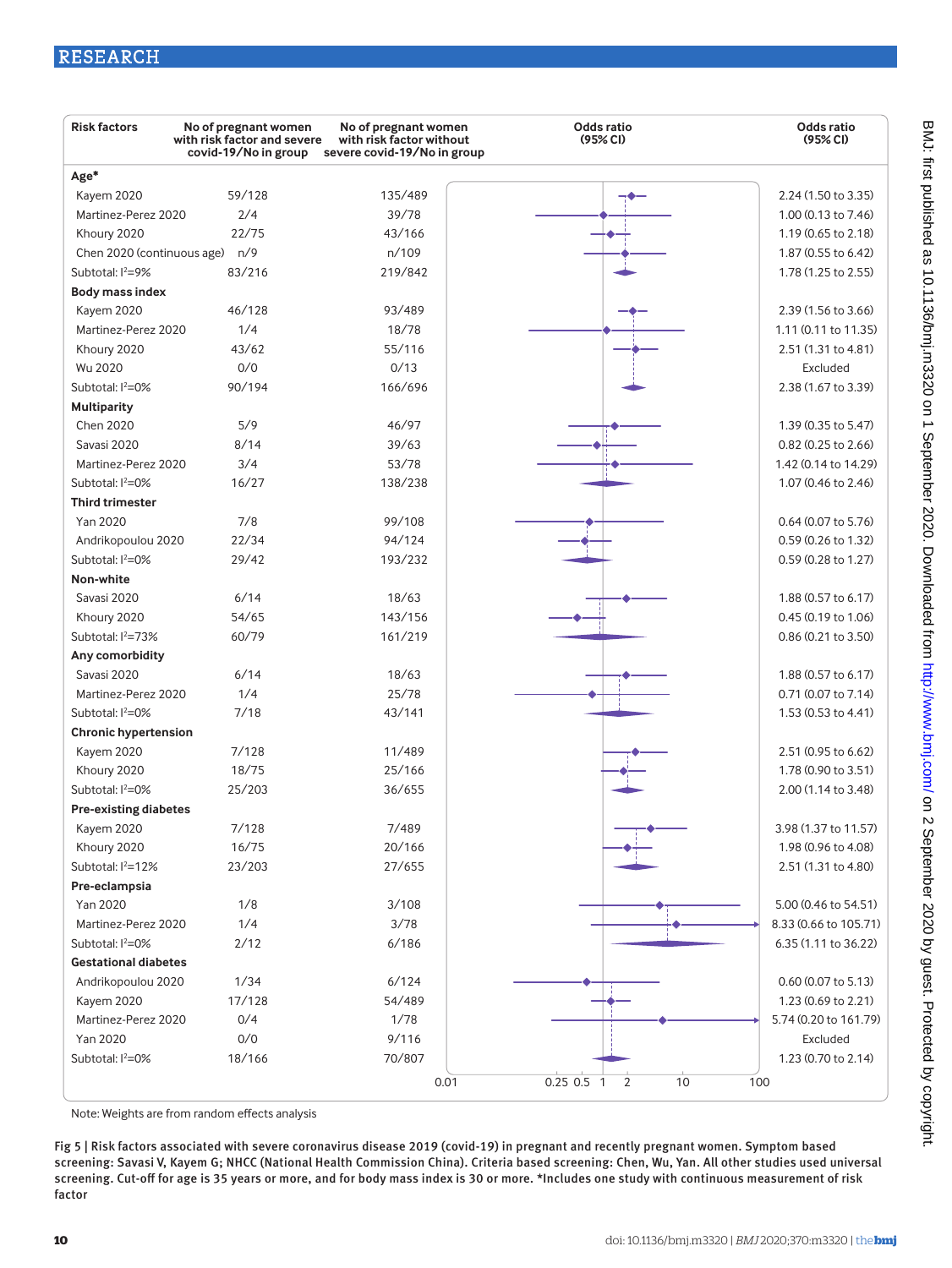| Risk factors | No of pregnant women with risk factor and severe covid-19/No in group | No of pregnant women with risk factor without severe covid-19/No in group | Odds ratio (95% CI) |
|---|---|---|---|
| **Age*** | | | |
| Kayem 2020 | 59/128 | 135/489 | 2.24 (1.50 to 3.35) |
| Martinez-Perez 2020 | 2/4 | 39/78 | 1.00 (0.13 to 7.46) |
| Khoury 2020 | 22/75 | 43/166 | 1.19 (0.65 to 2.18) |
| Chen 2020 (continuous age) | n/9 | n/109 | 1.87 (0.55 to 6.42) |
| Subtotal: $I^2$=9% | 83/216 | 219/842 | 1.78 (1.25 to 2.55) |
| **Body mass index** | | | |
| Kayem 2020 | 46/128 | 93/489 | 2.39 (1.56 to 3.66) |
| Martinez-Perez 2020 | 1/4 | 18/78 | 1.11 (0.11 to 11.35) |
| Khoury 2020 | 43/62 | 55/116 | 2.51 (1.31 to 4.81) |
| Wu 2020 | 0/0 | 0/13 | Excluded |
| Subtotal: $I^2$=0% | 90/194 | 166/696 | 2.38 (1.67 to 3.39) |
| **Multiparity** | | | |
| Chen 2020 | 5/9 | 46/97 | 1.39 (0.35 to 5.47) |
| Savasi 2020 | 8/14 | 39/63 | 0.82 (0.25 to 2.66) |
| Martinez-Perez 2020 | 3/4 | 53/78 | 1.42 (0.14 to 14.29) |
| Subtotal: $I^2$=0% | 16/27 | 138/238 | 1.07 (0.46 to 2.46) |
| **Third trimester** | | | |
| Yan 2020 | 7/8 | 99/108 | 0.64 (0.07 to 5.76) |
| Andrikopoulou 2020 | 22/34 | 94/124 | 0.59 (0.26 to 1.32) |
| Subtotal: $I^2$=0% | 29/42 | 193/232 | 0.59 (0.28 to 1.27) |
| **Non-white** | | | |
| Savasi 2020 | 6/14 | 18/63 | 1.88 (0.57 to 6.17) |
| Khoury 2020 | 54/65 | 143/156 | 0.45 (0.19 to 1.06) |
| Subtotal: $I^2$=73% | 60/79 | 161/219 | 0.86 (0.21 to 3.50) |
| **Any comorbidity** | | | |
| Savasi 2020 | 6/14 | 18/63 | 1.88 (0.57 to 6.17) |
| Martinez-Perez 2020 | 1/4 | 25/78 | 0.71 (0.07 to 7.14) |
| Subtotal: $I^2$=0% | 7/18 | 43/141 | 1.53 (0.53 to 4.41) |
| **Chronic hypertension** | | | |
| Kayem 2020 | 7/128 | 11/489 | 2.51 (0.95 to 6.62) |
| Khoury 2020 | 18/75 | 25/166 | 1.78 (0.90 to 3.51) |
| Subtotal: $I^2$=0% | 25/203 | 36/655 | 2.00 (1.14 to 3.48) |
| **Pre-existing diabetes** | | | |
| Kayem 2020 | 7/128 | 7/489 | 3.98 (1.37 to 11.57) |
| Khoury 2020 | 16/75 | 20/166 | 1.98 (0.96 to 4.08) |
| Subtotal: $I^2$=12% | 23/203 | 27/655 | 2.51 (1.31 to 4.80) |
| **Pre-eclampsia** | | | |
| Yan 2020 | 1/8 | 3/108 | 5.00 (0.46 to 54.51) |
| Martinez-Perez 2020 | 1/4 | 3/78 | 8.33 (0.66 to 105.71) |
| Subtotal: $I^2$=0% | 2/12 | 6/186 | 6.35 (1.11 to 36.22) |
| **Gestational diabetes** | | | |
| Andrikopoulou 2020 | 1/34 | 6/124 | 0.60 (0.07 to 5.13) |
| Kayem 2020 | 17/128 | 54/489 | 1.23 (0.69 to 2.21) |
| Martinez-Perez 2020 | 0/4 | 1/78 | 5.74 (0.20 to 161.79) |
| Yan 2020 | 0/0 | 9/116 | Excluded |
| Subtotal: $I^2$=0% | 18/166 | 70/807 | 1.23 (0.70 to 2.14) |

Note: Weights are from random effects analysis

Fig 5 | Risk factors associated with severe coronavirus disease 2019 (covid-19) in pregnant and recently pregnant women. Symptom based screening: Savasi V, Kayem G; NHCC (National Health Commission China). Criteria based screening: Chen, Wu, Yan. All other studies used universal screening. Cut-off for age is 35 years or more, and for body mass index is 30 or more. *Includes one study with continuous measurement of risk factor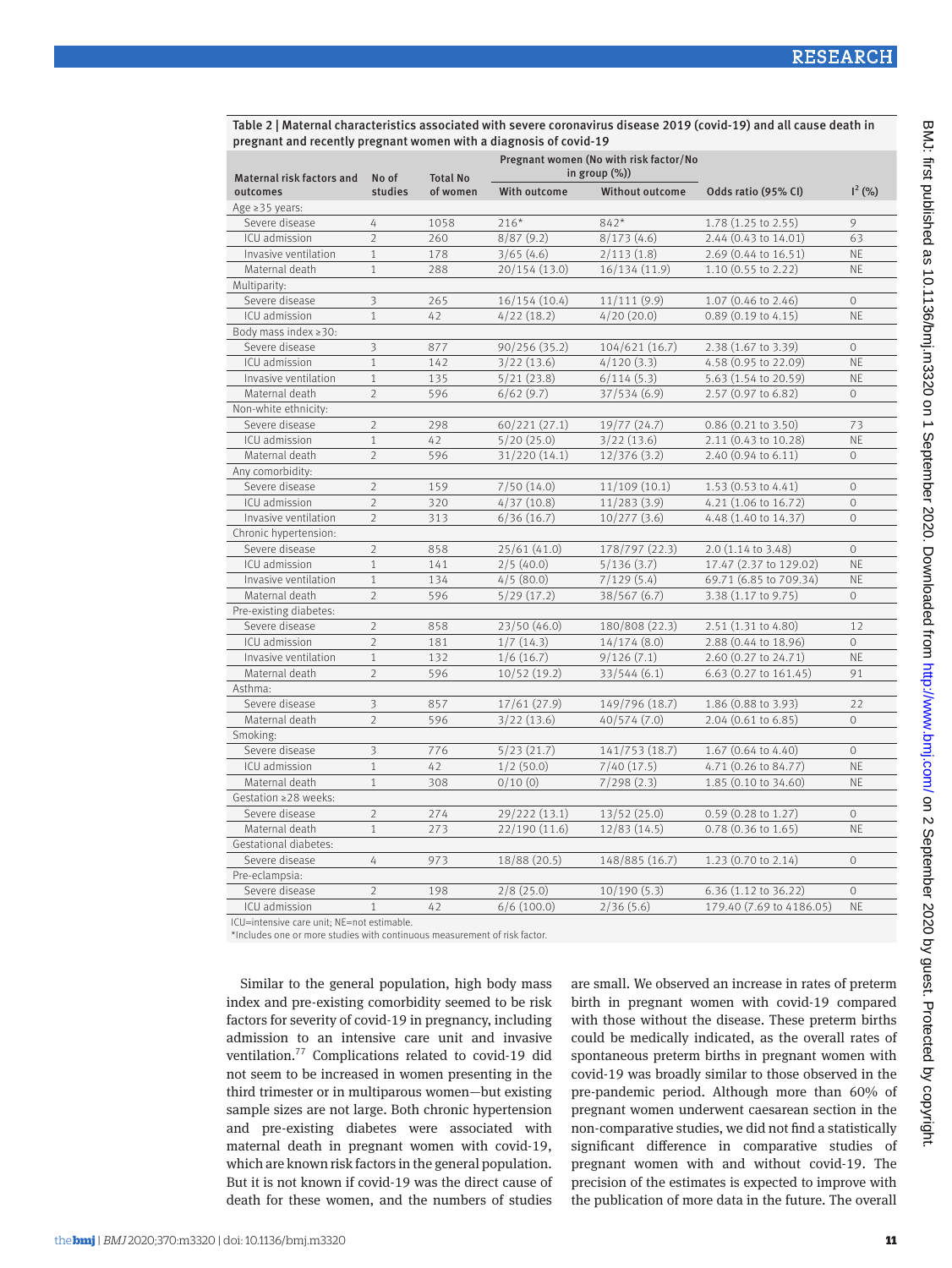Table 2 | Maternal characteristics associated with severe coronavirus disease 2019 (covid-19) and all cause death in pregnant and recently pregnant women with a diagnosis of covid-19

| Maternal risk factors and outcomes | No of studies | Total No of women | Pregnant women (No with risk factor/No in group (%)) | | Odds ratio (95% CI) | $I^2$ (%) |
|---|---|---|---|---|---|---|
| | | | With outcome | Without outcome | | |
| Age ≥35 years: | | | | | | |
| Severe disease | 4 | 1058 | 216* | 842* | 1.78 (1.25 to 2.55) | 9 |
| ICU admission | 2 | 260 | 8/87 (9.2) | 8/173 (4.6) | 2.44 (0.43 to 14.01) | 63 |
| Invasive ventilation | 1 | 178 | 3/65 (4.6) | 2/113 (1.8) | 2.69 (0.44 to 16.51) | NE |
| Maternal death | 1 | 288 | 20/154 (13.0) | 16/134 (11.9) | 1.10 (0.55 to 2.22) | NE |
| Multiparity: | | | | | | |
| Severe disease | 3 | 265 | 16/154 (10.4) | 11/111 (9.9) | 1.07 (0.46 to 2.46) | 0 |
| ICU admission | 1 | 42 | 4/22 (18.2) | 4/20 (20.0) | 0.89 (0.19 to 4.15) | NE |
| Body mass index ≥30: | | | | | | |
| Severe disease | 3 | 877 | 90/256 (35.2) | 104/621 (16.7) | 2.38 (1.67 to 3.39) | 0 |
| ICU admission | 1 | 142 | 3/22 (13.6) | 4/120 (3.3) | 4.58 (0.95 to 22.09) | NE |
| Invasive ventilation | 1 | 135 | 5/21 (23.8) | 6/114 (5.3) | 5.63 (1.54 to 20.59) | NE |
| Maternal death | 2 | 596 | 6/62 (9.7) | 37/534 (6.9) | 2.57 (0.97 to 6.82) | 0 |
| Non-white ethnicity: | | | | | | |
| Severe disease | 2 | 298 | 60/221 (27.1) | 19/77 (24.7) | 0.86 (0.21 to 3.50) | 73 |
| ICU admission | 1 | 42 | 5/20 (25.0) | 3/22 (13.6) | 2.11 (0.43 to 10.28) | NE |
| Maternal death | 2 | 596 | 31/220 (14.1) | 12/376 (3.2) | 2.40 (0.94 to 6.11) | 0 |
| Any comorbidity: | | | | | | |
| Severe disease | 2 | 159 | 7/50 (14.0) | 11/109 (10.1) | 1.53 (0.53 to 4.41) | 0 |
| ICU admission | 2 | 320 | 4/37 (10.8) | 11/283 (3.9) | 4.21 (1.06 to 16.72) | 0 |
| Invasive ventilation | 2 | 313 | 6/36 (16.7) | 10/277 (3.6) | 4.48 (1.40 to 14.37) | 0 |
| Chronic hypertension: | | | | | | |
| Severe disease | 2 | 858 | 25/61 (41.0) | 178/797 (22.3) | 2.0 (1.14 to 3.48) | 0 |
| ICU admission | 1 | 141 | 2/5 (40.0) | 5/136 (3.7) | 17.47 (2.37 to 129.02) | NE |
| Invasive ventilation | 1 | 134 | 4/5 (80.0) | 7/129 (5.4) | 69.71 (6.85 to 709.34) | NE |
| Maternal death | 2 | 596 | 5/29 (17.2) | 38/567 (6.7) | 3.38 (1.17 to 9.75) | 0 |
| Pre-existing diabetes: | | | | | | |
| Severe disease | 2 | 858 | 23/50 (46.0) | 180/808 (22.3) | 2.51 (1.31 to 4.80) | 12 |
| ICU admission | 2 | 181 | 1/7 (14.3) | 14/174 (8.0) | 2.88 (0.44 to 18.96) | 0 |
| Invasive ventilation | 1 | 132 | 1/6 (16.7) | 9/126 (7.1) | 2.60 (0.27 to 24.71) | NE |
| Maternal death | 2 | 596 | 10/52 (19.2) | 33/544 (6.1) | 6.63 (0.27 to 161.45) | 91 |
| Asthma: | | | | | | |
| Severe disease | 3 | 857 | 17/61 (27.9) | 149/796 (18.7) | 1.86 (0.88 to 3.93) | 22 |
| Maternal death | 2 | 596 | 3/22 (13.6) | 40/574 (7.0) | 2.04 (0.61 to 6.85) | 0 |
| Smoking: | | | | | | |
| Severe disease | 3 | 776 | 5/23 (21.7) | 141/753 (18.7) | 1.67 (0.64 to 4.40) | 0 |
| ICU admission | 1 | 42 | 1/2 (50.0) | 7/40 (17.5) | 4.71 (0.26 to 84.77) | NE |
| Maternal death | 1 | 308 | 0/10 (0) | 7/298 (2.3) | 1.85 (0.10 to 34.60) | NE |
| Gestation ≥28 weeks: | | | | | | |
| Severe disease | 2 | 274 | 29/222 (13.1) | 13/52 (25.0) | 0.59 (0.28 to 1.27) | 0 |
| Maternal death | 1 | 273 | 22/190 (11.6) | 12/83 (14.5) | 0.78 (0.36 to 1.65) | NE |
| Gestational diabetes: | | | | | | |
| Severe disease | 4 | 973 | 18/88 (20.5) | 148/885 (16.7) | 1.23 (0.70 to 2.14) | 0 |
| Pre-eclampsia: | | | | | | |
| Severe disease | 2 | 198 | 2/8 (25.0) | 10/190 (5.3) | 6.36 (1.12 to 36.22) | 0 |
| ICU admission | 1 | 42 | 6/6 (100.0) | 2/36 (5.6) | 179.40 (7.69 to 4186.05) | NE |

ICU=intensive care unit; NE=not estimable.
*Includes one or more studies with continuous measurement of risk factor.

Similar to the general population, high body mass index and pre-existing comorbidity seemed to be risk factors for severity of covid-19 in pregnancy, including admission to an intensive care unit and invasive ventilation.[77] Complications related to covid-19 did not seem to be increased in women presenting in the third trimester or in multiparous women—but existing sample sizes are not large. Both chronic hypertension and pre-existing diabetes were associated with maternal death in pregnant women with covid-19, which are known risk factors in the general population. But it is not known if covid-19 was the direct cause of death for these women, and the numbers of studies are small. We observed an increase in rates of preterm birth in pregnant women with covid-19 compared with those without the disease. These preterm births could be medically indicated, as the overall rates of spontaneous preterm births in pregnant women with covid-19 was broadly similar to those observed in the pre-pandemic period. Although more than 60% of pregnant women underwent caesarean section in the non-comparative studies, we did not find a statistically significant difference in comparative studies of pregnant women with and without covid-19. The precision of the estimates is expected to improve with the publication of more data in the future. The overall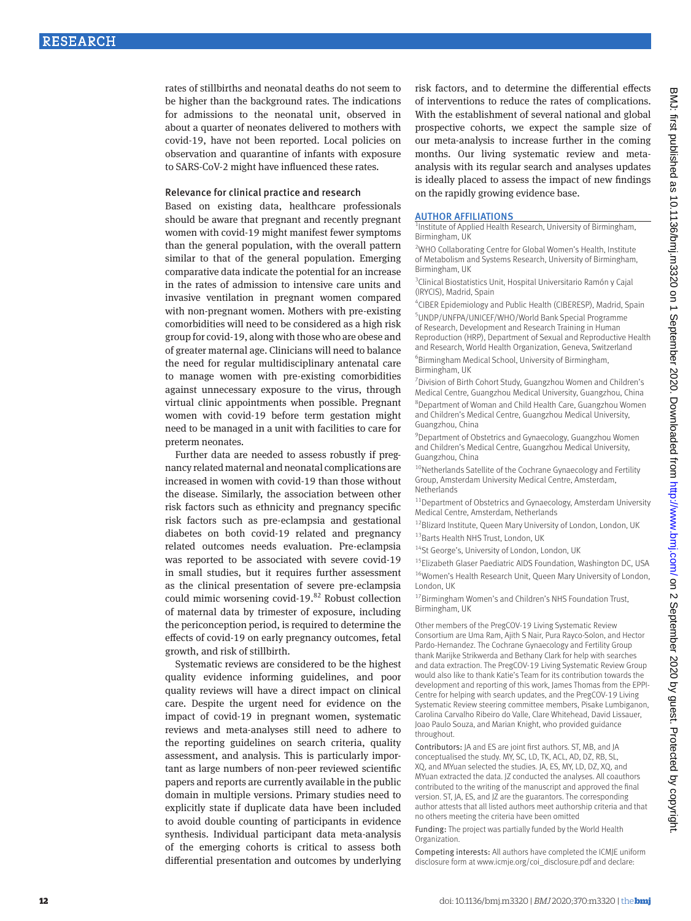rates of stillbirths and neonatal deaths do not seem to be higher than the background rates. The indications for admissions to the neonatal unit, observed in about a quarter of neonates delivered to mothers with covid-19, have not been reported. Local policies on observation and quarantine of infants with exposure to SARS-CoV-2 might have influenced these rates.

### Relevance for clinical practice and research

Based on existing data, healthcare professionals should be aware that pregnant and recently pregnant women with covid-19 might manifest fewer symptoms than the general population, with the overall pattern similar to that of the general population. Emerging comparative data indicate the potential for an increase in the rates of admission to intensive care units and invasive ventilation in pregnant women compared with non-pregnant women. Mothers with pre-existing comorbidities will need to be considered as a high risk group for covid-19, along with those who are obese and of greater maternal age. Clinicians will need to balance the need for regular multidisciplinary antenatal care to manage women with pre-existing comorbidities against unnecessary exposure to the virus, through virtual clinic appointments when possible. Pregnant women with covid-19 before term gestation might need to be managed in a unit with facilities to care for preterm neonates.

Further data are needed to assess robustly if pregnancy related maternal and neonatal complications are increased in women with covid-19 than those without the disease. Similarly, the association between other risk factors such as ethnicity and pregnancy specific risk factors such as pre-eclampsia and gestational diabetes on both covid-19 related and pregnancy related outcomes needs evaluation. Pre-eclampsia was reported to be associated with severe covid-19 in small studies, but it requires further assessment as the clinical presentation of severe pre-eclampsia could mimic worsening covid-19.[82] Robust collection of maternal data by trimester of exposure, including the periconception period, is required to determine the effects of covid-19 on early pregnancy outcomes, fetal growth, and risk of stillbirth.

Systematic reviews are considered to be the highest quality evidence informing guidelines, and poor quality reviews will have a direct impact on clinical care. Despite the urgent need for evidence on the impact of covid-19 in pregnant women, systematic reviews and meta-analyses still need to adhere to the reporting guidelines on search criteria, quality assessment, and analysis. This is particularly important as large numbers of non-peer reviewed scientific papers and reports are currently available in the public domain in multiple versions. Primary studies need to explicitly state if duplicate data have been included to avoid double counting of participants in evidence synthesis. Individual participant data meta-analysis of the emerging cohorts is critical to assess both differential presentation and outcomes by underlying risk factors, and to determine the differential effects of interventions to reduce the rates of complications. With the establishment of several national and global prospective cohorts, we expect the sample size of our meta-analysis to increase further in the coming months. Our living systematic review and meta-analysis with its regular search and analyses updates is ideally placed to assess the impact of new findings on the rapidly growing evidence base.

### AUTHOR AFFILIATIONS

[1]Institute of Applied Health Research, University of Birmingham, Birmingham, UK

[2]WHO Collaborating Centre for Global Women's Health, Institute of Metabolism and Systems Research, University of Birmingham, Birmingham, UK

[3]Clinical Biostatistics Unit, Hospital Universitario Ramón y Cajal (IRYCIS), Madrid, Spain

[4]CIBER Epidemiology and Public Health (CIBERESP), Madrid, Spain

[5]UNDP/UNFPA/UNICEF/WHO/World Bank Special Programme of Research, Development and Research Training in Human Reproduction (HRP), Department of Sexual and Reproductive Health and Research, World Health Organization, Geneva, Switzerland

[6]Birmingham Medical School, University of Birmingham, Birmingham, UK

[7]Division of Birth Cohort Study, Guangzhou Women and Children's Medical Centre, Guangzhou Medical University, Guangzhou, China

[8]Department of Woman and Child Health Care, Guangzhou Women and Children's Medical Centre, Guangzhou Medical University, Guangzhou, China

[9]Department of Obstetrics and Gynaecology, Guangzhou Women and Children's Medical Centre, Guangzhou Medical University, Guangzhou, China

[10]Netherlands Satellite of the Cochrane Gynaecology and Fertility Group, Amsterdam University Medical Centre, Amsterdam, Netherlands

[11]Department of Obstetrics and Gynaecology, Amsterdam University Medical Centre, Amsterdam, Netherlands

[12]Blizard Institute, Queen Mary University of London, London, UK

[13]Barts Health NHS Trust, London, UK

[14]St George's, University of London, London, UK

[15]Elizabeth Glaser Paediatric AIDS Foundation, Washington DC, USA

[16]Women's Health Research Unit, Queen Mary University of London, London, UK

[17]Birmingham Women's and Children's NHS Foundation Trust, Birmingham, UK

Other members of the PregCOV-19 Living Systematic Review Consortium are Uma Ram, Ajith S Nair, Pura Rayco-Solon, and Hector Pardo-Hernandez. The Cochrane Gynaecology and Fertility Group thank Marijke Strikwerda and Bethany Clark for help with searches and data extraction. The PregCOV-19 Living Systematic Review Group would also like to thank Katie's Team for its contribution towards the development and reporting of this work, James Thomas from the EPPI-Centre for helping with search updates, and the PregCOV-19 Living Systematic Review steering committee members, Pisake Lumbiganon, Carolina Carvalho Ribeiro do Valle, Clare Whitehead, David Lissauer, Joao Paulo Souza, and Marian Knight, who provided guidance throughout.

**Contributors:** JA and ES are joint first authors. ST, MB, and JA conceptualised the study. MY, SC, LD, TK, ACL, AD, DZ, RB, SL, XQ, and MYuan selected the studies. JA, ES, MY, LD, DZ, XQ, and MYuan extracted the data. JZ conducted the analyses. All coauthors contributed to the writing of the manuscript and approved the final version. ST, JA, ES, and JZ are the guarantors. The corresponding author attests that all listed authors meet authorship criteria and that no others meeting the criteria have been omitted

**Funding:** The project was partially funded by the World Health Organization.

**Competing interests:** All authors have completed the ICMJE uniform disclosure form at www.icmje.org/coi_disclosure.pdf and declare: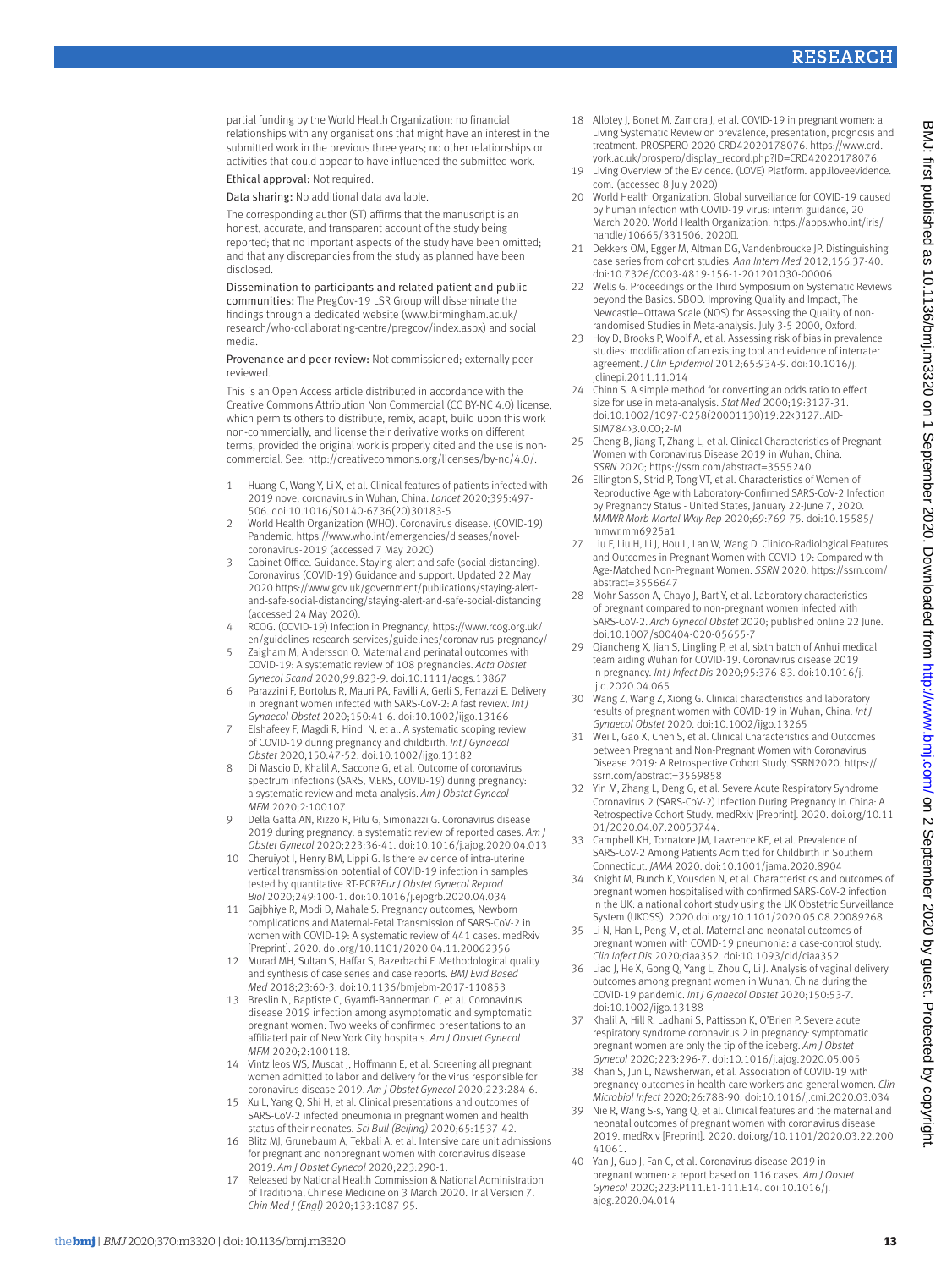partial funding by the World Health Organization; no financial relationships with any organisations that might have an interest in the submitted work in the previous three years; no other relationships or activities that could appear to have influenced the submitted work.

Ethical approval: Not required.

Data sharing: No additional data available.

The corresponding author (ST) affirms that the manuscript is an honest, accurate, and transparent account of the study being reported; that no important aspects of the study have been omitted; and that any discrepancies from the study as planned have been disclosed.

Dissemination to participants and related patient and public communities: The PregCov-19 LSR Group will disseminate the findings through a dedicated website (www.birmingham.ac.uk/research/who-collaborating-centre/pregcov/index.aspx) and social media.

Provenance and peer review: Not commissioned; externally peer reviewed.

This is an Open Access article distributed in accordance with the Creative Commons Attribution Non Commercial (CC BY-NC 4.0) license, which permits others to distribute, remix, adapt, build upon this work non-commercially, and license their derivative works on different terms, provided the original work is properly cited and the use is non-commercial. See: http://creativecommons.org/licenses/by-nc/4.0/.

1. Huang C, Wang Y, Li X, et al. Clinical features of patients infected with 2019 novel coronavirus in Wuhan, China. *Lancet* 2020;395:497-506. doi:10.1016/S0140-6736(20)30183-5
2. World Health Organization (WHO). Coronavirus disease. (COVID-19) Pandemic, https://www.who.int/emergencies/diseases/novel-coronavirus-2019 (accessed 7 May 2020)
3. Cabinet Office. Guidance. Staying alert and safe (social distancing). Coronavirus (COVID-19) Guidance and support. Updated 22 May 2020 https://www.gov.uk/government/publications/staying-alert-and-safe-social-distancing/staying-alert-and-safe-social-distancing (accessed 24 May 2020).
4. RCOG. (COVID-19) Infection in Pregnancy, https://www.rcog.org.uk/en/guidelines-research-services/guidelines/coronavirus-pregnancy/
5. Zaigham M, Andersson O. Maternal and perinatal outcomes with COVID-19: A systematic review of 108 pregnancies. *Acta Obstet Gynecol Scand* 2020;99:823-9. doi:10.1111/aogs.13867
6. Parazzini F, Bortolus R, Mauri PA, Favilli A, Gerli S, Ferrazzi E. Delivery in pregnant women infected with SARS-CoV-2: A fast review. *Int J Gynaecol Obstet* 2020;150:41-6. doi:10.1002/ijgo.13166
7. Elshafeey F, Magdi R, Hindi N, et al. A systematic scoping review of COVID-19 during pregnancy and childbirth. *Int J Gynaecol Obstet* 2020;150:47-52. doi:10.1002/ijgo.13182
8. Di Mascio D, Khalil A, Saccone G, et al. Outcome of coronavirus spectrum infections (SARS, MERS, COVID-19) during pregnancy: a systematic review and meta-analysis. *Am J Obstet Gynecol MFM* 2020;2:100107.
9. Della Gatta AN, Rizzo R, Pilu G, Simonazzi G. Coronavirus disease 2019 during pregnancy: a systematic review of reported cases. *Am J Obstet Gynecol* 2020;223:36-41. doi:10.1016/j.ajog.2020.04.013
10. Cheruiyot I, Henry BM, Lippi G. Is there evidence of intra-uterine vertical transmission potential of COVID-19 infection in samples tested by quantitative RT-PCR?*Eur J Obstet Gynecol Reprod Biol* 2020;249:100-1. doi:10.1016/j.ejogrb.2020.04.034
11. Gajbhiye R, Modi D, Mahale S. Pregnancy outcomes, Newborn complications and Maternal-Fetal Transmission of SARS-CoV-2 in women with COVID-19: A systematic review of 441 cases. medRxiv [Preprint]. 2020. doi.org/10.1101/2020.04.11.20062356
12. Murad MH, Sultan S, Haffar S, Bazerbachi F. Methodological quality and synthesis of case series and case reports. *BMJ Evid Based Med* 2018;23:60-3. doi:10.1136/bmjebm-2017-110853
13. Breslin N, Baptiste C, Gyamfi-Bannerman C, et al. Coronavirus disease 2019 infection among asymptomatic and symptomatic pregnant women: Two weeks of confirmed presentations to an affiliated pair of New York City hospitals. *Am J Obstet Gynecol MFM* 2020;2:100118.
14. Vintzileos WS, Muscat J, Hoffmann E, et al. Screening all pregnant women admitted to labor and delivery for the virus responsible for coronavirus disease 2019. *Am J Obstet Gynecol* 2020;223:284-6.
15. Xu L, Yang Q, Shi H, et al. Clinical presentations and outcomes of SARS-CoV-2 infected pneumonia in pregnant women and health status of their neonates. *Sci Bull (Beijing)* 2020;65:1537-42.
16. Blitz MJ, Grunebaum A, Tekbali A, et al. Intensive care unit admissions for pregnant and nonpregnant women with coronavirus disease 2019. *Am J Obstet Gynecol* 2020;223:290-1.
17. Released by National Health Commission & National Administration of Traditional Chinese Medicine on 3 March 2020. Trial Version 7. *Chin Med J (Engl)* 2020;133:1087-95.
18. Allotey J, Bonet M, Zamora J, et al. COVID-19 in pregnant women: a Living Systematic Review on prevalence, presentation, prognosis and treatment. PROSPERO 2020 CRD42020178076. https://www.crd.york.ac.uk/prospero/display_record.php?ID=CRD42020178076.
19. Living Overview of the Evidence. (LOVE) Platform. app.iloveevidence.com. (accessed 8 July 2020)
20. World Health Organization. Global surveillance for COVID-19 caused by human infection with COVID-19 virus: interim guidance, 20 March 2020. World Health Organization. https://apps.who.int/iris/handle/10665/331506. 2020.
21. Dekkers OM, Egger M, Altman DG, Vandenbroucke JP. Distinguishing case series from cohort studies. *Ann Intern Med* 2012;156:37-40. doi:10.7326/0003-4819-156-1-201201030-00006
22. Wells G. Proceedings or the Third Symposium on Systematic Reviews beyond the Basics. SBOD. Improving Quality and Impact; The Newcastle–Ottawa Scale (NOS) for Assessing the Quality of non-randomised Studies in Meta-analysis. July 3-5 2000, Oxford.
23. Hoy D, Brooks P, Woolf A, et al. Assessing risk of bias in prevalence studies: modification of an existing tool and evidence of interrater agreement. *J Clin Epidemiol* 2012;65:934-9. doi:10.1016/j.jclinepi.2011.11.014
24. Chinn S. A simple method for converting an odds ratio to effect size for use in meta-analysis. *Stat Med* 2000;19:3127-31. doi:10.1002/1097-0258(20001130)19:22<3127::AID-SIM784>3.0.CO;2-M
25. Cheng B, Jiang T, Zhang L, et al. Clinical Characteristics of Pregnant Women with Coronavirus Disease 2019 in Wuhan, China. *SSRN* 2020; https://ssrn.com/abstract=3555240
26. Ellington S, Strid P, Tong VT, et al. Characteristics of Women of Reproductive Age with Laboratory-Confirmed SARS-CoV-2 Infection by Pregnancy Status - United States, January 22-June 7, 2020. *MMWR Morb Mortal Wkly Rep* 2020;69:769-75. doi:10.15585/mmwr.mm6925a1
27. Liu F, Liu H, Li J, Hou L, Lan W, Wang D. Clinico-Radiological Features and Outcomes in Pregnant Women with COVID-19: Compared with Age-Matched Non-Pregnant Women. *SSRN* 2020. https://ssrn.com/abstract=3556647
28. Mohr-Sasson A, Chayo J, Bart Y, et al. Laboratory characteristics of pregnant compared to non-pregnant women infected with SARS-CoV-2. *Arch Gynecol Obstet* 2020; published online 22 June. doi:10.1007/s00404-020-05655-7
29. Qiancheng X, Jian S, Lingling P, et al, sixth batch of Anhui medical team aiding Wuhan for COVID-19. Coronavirus disease 2019 in pregnancy. *Int J Infect Dis* 2020;95:376-83. doi:10.1016/j.ijid.2020.04.065
30. Wang Z, Wang Z, Xiong G. Clinical characteristics and laboratory results of pregnant women with COVID-19 in Wuhan, China. *Int J Gynaecol Obstet* 2020. doi:10.1002/ijgo.13265
31. Wei L, Gao X, Chen S, et al. Clinical Characteristics and Outcomes between Pregnant and Non-Pregnant Women with Coronavirus Disease 2019: A Retrospective Cohort Study. SSRN2020. https://ssrn.com/abstract=3569858
32. Yin M, Zhang L, Deng G, et al. Severe Acute Respiratory Syndrome Coronavirus 2 (SARS-CoV-2) Infection During Pregnancy In China: A Retrospective Cohort Study. medRxiv [Preprint]. 2020. doi.org/10.1101/2020.04.07.20053744.
33. Campbell KH, Tornatore JM, Lawrence KE, et al. Prevalence of SARS-CoV-2 Among Patients Admitted for Childbirth in Southern Connecticut. *JAMA* 2020. doi:10.1001/jama.2020.8904
34. Knight M, Bunch K, Vousden N, et al. Characteristics and outcomes of pregnant women hospitalised with confirmed SARS-CoV-2 infection in the UK: a national cohort study using the UK Obstetric Surveillance System (UKOSS). 2020.doi.org/10.1101/2020.05.08.20089268.
35. Li N, Han L, Peng M, et al. Maternal and neonatal outcomes of pregnant women with COVID-19 pneumonia: a case-control study. *Clin Infect Dis* 2020;ciaa352. doi:10.1093/cid/ciaa352
36. Liao J, He X, Gong Q, Yang L, Zhou C, Li J. Analysis of vaginal delivery outcomes among pregnant women in Wuhan, China during the COVID-19 pandemic. *Int J Gynaecol Obstet* 2020;150:53-7. doi:10.1002/ijgo.13188
37. Khalil A, Hill R, Ladhani S, Pattisson K, O'Brien P. Severe acute respiratory syndrome coronavirus 2 in pregnancy: symptomatic pregnant women are only the tip of the iceberg. *Am J Obstet Gynecol* 2020;223:296-7. doi:10.1016/j.ajog.2020.05.005
38. Khan S, Jun L, Nawsherwan, et al. Association of COVID-19 with pregnancy outcomes in health-care workers and general women. *Clin Microbiol Infect* 2020;26:788-90. doi:10.1016/j.cmi.2020.03.034
39. Nie R, Wang S-s, Yang Q, et al. Clinical features and the maternal and neonatal outcomes of pregnant women with coronavirus disease 2019. medRxiv [Preprint]. 2020. doi.org/10.1101/2020.03.22.20041061.
40. Yan J, Guo J, Fan C, et al. Coronavirus disease 2019 in pregnant women: a report based on 116 cases. *Am J Obstet Gynecol* 2020;223:P111.E1-111.E14. doi:10.1016/j.ajog.2020.04.014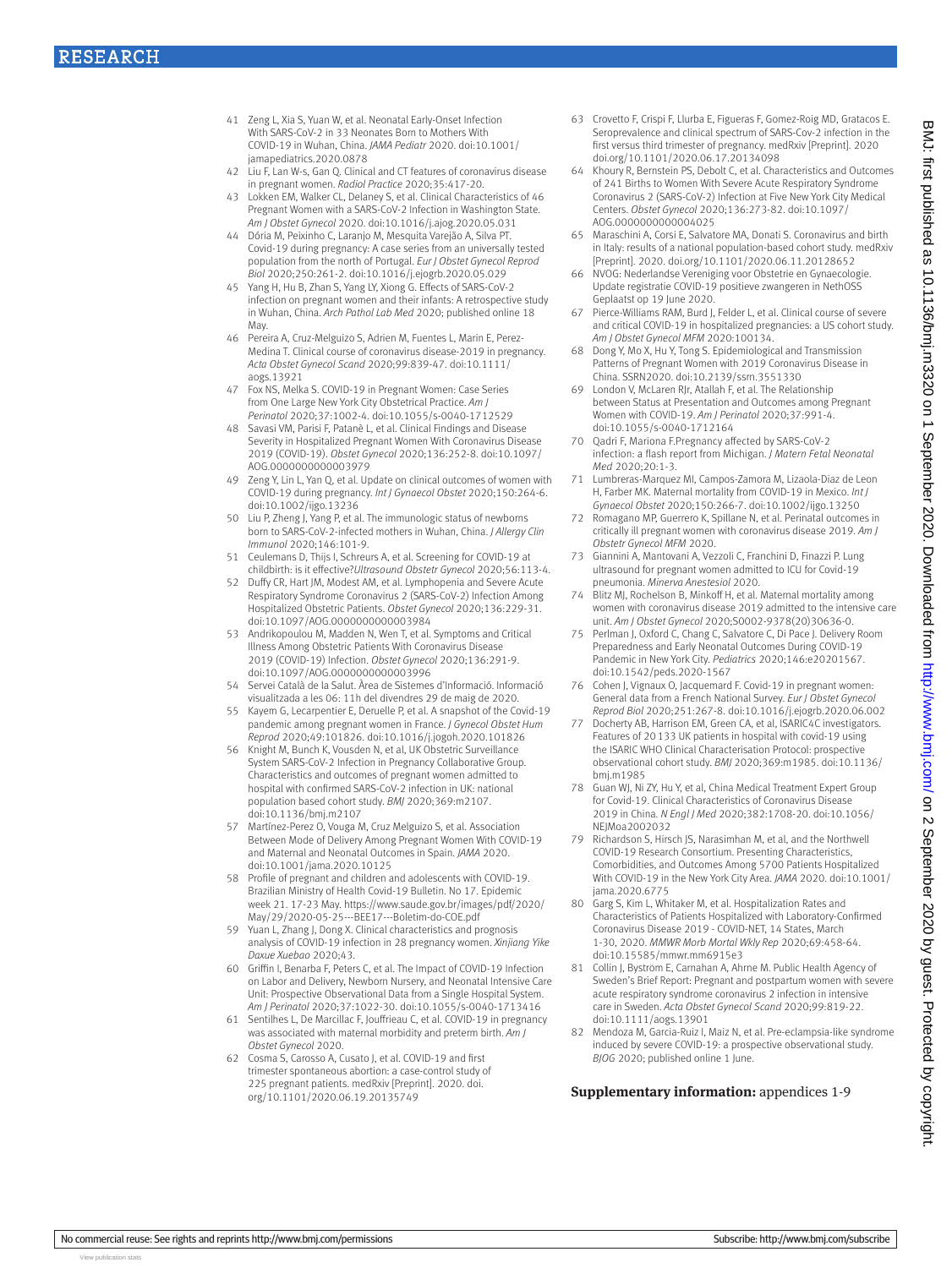41 Zeng L, Xia S, Yuan W, et al. Neonatal Early-Onset Infection With SARS-CoV-2 in 33 Neonates Born to Mothers With COVID-19 in Wuhan, China. *JAMA Pediatr* 2020. doi:10.1001/jamapediatrics.2020.0878

42 Liu F, Lan W-s, Gan Q. Clinical and CT features of coronavirus disease in pregnant women. *Radiol Practice* 2020;35:417-20.

43 Lokken EM, Walker CL, Delaney S, et al. Clinical Characteristics of 46 Pregnant Women with a SARS-CoV-2 Infection in Washington State. *Am J Obstet Gynecol* 2020. doi:10.1016/j.ajog.2020.05.031

44 Dória M, Peixinho C, Laranjo M, Mesquita Varejão A, Silva PT. Covid-19 during pregnancy: A case series from an universally tested population from the north of Portugal. *Eur J Obstet Gynecol Reprod Biol* 2020;250:261-2. doi:10.1016/j.ejogrb.2020.05.029

45 Yang H, Hu B, Zhan S, Yang LY, Xiong G. Effects of SARS-CoV-2 infection on pregnant women and their infants: A retrospective study in Wuhan, China. *Arch Pathol Lab Med* 2020; published online 18 May.

46 Pereira A, Cruz-Melguizo S, Adrien M, Fuentes L, Marin E, Perez-Medina T. Clinical course of coronavirus disease-2019 in pregnancy. *Acta Obstet Gynecol Scand* 2020;99:839-47. doi:10.1111/aogs.13921

47 Fox NS, Melka S. COVID-19 in Pregnant Women: Case Series from One Large New York City Obstetrical Practice. *Am J Perinatol* 2020;37:1002-4. doi:10.1055/s-0040-1712529

48 Savasi VM, Parisi F, Patanè L, et al. Clinical Findings and Disease Severity in Hospitalized Pregnant Women With Coronavirus Disease 2019 (COVID-19). *Obstet Gynecol* 2020;136:252-8. doi:10.1097/AOG.0000000000003979

49 Zeng Y, Lin L, Yan Q, et al. Update on clinical outcomes of women with COVID-19 during pregnancy. *Int J Gynaecol Obstet* 2020;150:264-6. doi:10.1002/ijgo.13236

50 Liu P, Zheng J, Yang P, et al. The immunologic status of newborns born to SARS-CoV-2-infected mothers in Wuhan, China. *J Allergy Clin Immunol* 2020;146:101-9.

51 Ceulemans D, Thijs I, Schreurs A, et al. Screening for COVID-19 at childbirth: is it effective?*Ultrasound Obstetr Gynecol* 2020;56:113-4.

52 Duffy CR, Hart JM, Modest AM, et al. Lymphopenia and Severe Acute Respiratory Syndrome Coronavirus 2 (SARS-CoV-2) Infection Among Hospitalized Obstetric Patients. *Obstet Gynecol* 2020;136:229-31. doi:10.1097/AOG.0000000000003984

53 Andrikopoulou M, Madden N, Wen T, et al. Symptoms and Critical Illness Among Obstetric Patients With Coronavirus Disease 2019 (COVID-19) Infection. *Obstet Gynecol* 2020;136:291-9. doi:10.1097/AOG.0000000000003996

54 Servei Català de la Salut. Àrea de Sistemes d'Informació. Informació visualitzada a les 06: 11h del divendres 29 de maig de 2020.

55 Kayem G, Lecarpentier E, Deruelle P, et al. A snapshot of the Covid-19 pandemic among pregnant women in France. *J Gynecol Obstet Hum Reprod* 2020;49:101826. doi:10.1016/j.jogoh.2020.101826

56 Knight M, Bunch K, Vousden N, et al, UK Obstetric Surveillance System SARS-CoV-2 Infection in Pregnancy Collaborative Group. Characteristics and outcomes of pregnant women admitted to hospital with confirmed SARS-CoV-2 infection in UK: national population based cohort study. *BMJ* 2020;369:m2107. doi:10.1136/bmj.m2107

57 Martínez-Perez O, Vouga M, Cruz Melguizo S, et al. Association Between Mode of Delivery Among Pregnant Women With COVID-19 and Maternal and Neonatal Outcomes in Spain. *JAMA* 2020. doi:10.1001/jama.2020.10125

58 Profile of pregnant and children and adolescents with COVID-19. Brazilian Ministry of Health Covid-19 Bulletin. No 17. Epidemic week 21. 17-23 May. https://www.saude.gov.br/images/pdf/2020/May/29/2020-05-25---BEE17---Boletim-do-COE.pdf

59 Yuan L, Zhang J, Dong X. Clinical characteristics and prognosis analysis of COVID-19 infection in 28 pregnancy women. *Xinjiang Yike Daxue Xuebao* 2020;43.

60 Griffin I, Benarba F, Peters C, et al. The Impact of COVID-19 Infection on Labor and Delivery, Newborn Nursery, and Neonatal Intensive Care Unit: Prospective Observational Data from a Single Hospital System. *Am J Perinatol* 2020;37:1022-30. doi:10.1055/s-0040-1713416

61 Sentilhes L, De Marcillac F, Jouffrieau C, et al. COVID-19 in pregnancy was associated with maternal morbidity and preterm birth. *Am J Obstet Gynecol* 2020.

62 Cosma S, Carosso A, Cusato J, et al. COVID-19 and first trimester spontaneous abortion: a case-control study of 225 pregnant patients. medRxiv [Preprint]. 2020. doi.org/10.1101/2020.06.19.20135749

63 Crovetto F, Crispi F, Llurba E, Figueras F, Gomez-Roig MD, Gratacos E. Seroprevalence and clinical spectrum of SARS-Cov-2 infection in the first versus third trimester of pregnancy. medRxiv [Preprint]. 2020 doi.org/10.1101/2020.06.17.20134098

64 Khoury R, Bernstein PS, Debolt C, et al. Characteristics and Outcomes of 241 Births to Women With Severe Acute Respiratory Syndrome Coronavirus 2 (SARS-CoV-2) Infection at Five New York City Medical Centers. *Obstet Gynecol* 2020;136:273-82. doi:10.1097/AOG.0000000000004025

65 Maraschini A, Corsi E, Salvatore MA, Donati S. Coronavirus and birth in Italy: results of a national population-based cohort study. medRxiv [Preprint]. 2020. doi.org/10.1101/2020.06.11.20128652

66 NVOG: Nederlandse Vereniging voor Obstetrie en Gynaecologie. Update registratie COVID-19 positieve zwangeren in NethOSS Geplaatst op 19 June 2020.

67 Pierce-Williams RAM, Burd J, Felder L, et al. Clinical course of severe and critical COVID-19 in hospitalized pregnancies: a US cohort study. *Am J Obstet Gynecol MFM* 2020:100134.

68 Dong Y, Mo X, Hu Y, Tong S. Epidemiological and Transmission Patterns of Pregnant Women with 2019 Coronavirus Disease in China. SSRN2020. doi:10.2139/ssrn.3551330

69 London V, McLaren RJr, Atallah F, et al. The Relationship between Status at Presentation and Outcomes among Pregnant Women with COVID-19. *Am J Perinatol* 2020;37:991-4. doi:10.1055/s-0040-1712164

70 Qadri F, Mariona F.Pregnancy affected by SARS-CoV-2 infection: a flash report from Michigan. *J Matern Fetal Neonatal Med* 2020;20:1-3.

71 Lumbreras-Marquez MI, Campos-Zamora M, Lizaola-Diaz de Leon H, Farber MK. Maternal mortality from COVID-19 in Mexico. *Int J Gynaecol Obstet* 2020;150:266-7. doi:10.1002/ijgo.13250

72 Romagano MP, Guerrero K, Spillane N, et al. Perinatal outcomes in critically ill pregnant women with coronavirus disease 2019. *Am J Obstetr Gynecol MFM* 2020.

73 Giannini A, Mantovani A, Vezzoli C, Franchini D, Finazzi P. Lung ultrasound for pregnant women admitted to ICU for Covid-19 pneumonia. *Minerva Anestesiol* 2020.

74 Blitz MJ, Rochelson B, Minkoff H, et al. Maternal mortality among women with coronavirus disease 2019 admitted to the intensive care unit. *Am J Obstet Gynecol* 2020;S0002-9378(20)30636-0.

75 Perlman J, Oxford C, Chang C, Salvatore C, Di Pace J. Delivery Room Preparedness and Early Neonatal Outcomes During COVID-19 Pandemic in New York City. *Pediatrics* 2020;146:e20201567. doi:10.1542/peds.2020-1567

76 Cohen J, Vignaux O, Jacquemard F. Covid-19 in pregnant women: General data from a French National Survey. *Eur J Obstet Gynecol Reprod Biol* 2020;251:267-8. doi:10.1016/j.ejogrb.2020.06.002

77 Docherty AB, Harrison EM, Green CA, et al, ISARIC4C investigators. Features of 20 133 UK patients in hospital with covid-19 using the ISARIC WHO Clinical Characterisation Protocol: prospective observational cohort study. *BMJ* 2020;369:m1985. doi:10.1136/bmj.m1985

78 Guan WJ, Ni ZY, Hu Y, et al, China Medical Treatment Expert Group for Covid-19. Clinical Characteristics of Coronavirus Disease 2019 in China. *N Engl J Med* 2020;382:1708-20. doi:10.1056/NEJMoa2002032

79 Richardson S, Hirsch JS, Narasimhan M, et al, and the Northwell COVID-19 Research Consortium. Presenting Characteristics, Comorbidities, and Outcomes Among 5700 Patients Hospitalized With COVID-19 in the New York City Area. *JAMA* 2020. doi:10.1001/jama.2020.6775

80 Garg S, Kim L, Whitaker M, et al. Hospitalization Rates and Characteristics of Patients Hospitalized with Laboratory-Confirmed Coronavirus Disease 2019 - COVID-NET, 14 States, March 1-30, 2020. *MMWR Morb Mortal Wkly Rep* 2020;69:458-64. doi:10.15585/mmwr.mm6915e3

81 Collin J, Byström E, Carnahan A, Ahrne M. Public Health Agency of Sweden's Brief Report: Pregnant and postpartum women with severe acute respiratory syndrome coronavirus 2 infection in intensive care in Sweden. *Acta Obstet Gynecol Scand* 2020;99:819-22. doi:10.1111/aogs.13901

82 Mendoza M, Garcia-Ruiz I, Maiz N, et al. Pre-eclampsia-like syndrome induced by severe COVID-19: a prospective observational study. *BJOG* 2020; published online 1 June.

**Supplementary information:** appendices 1-9